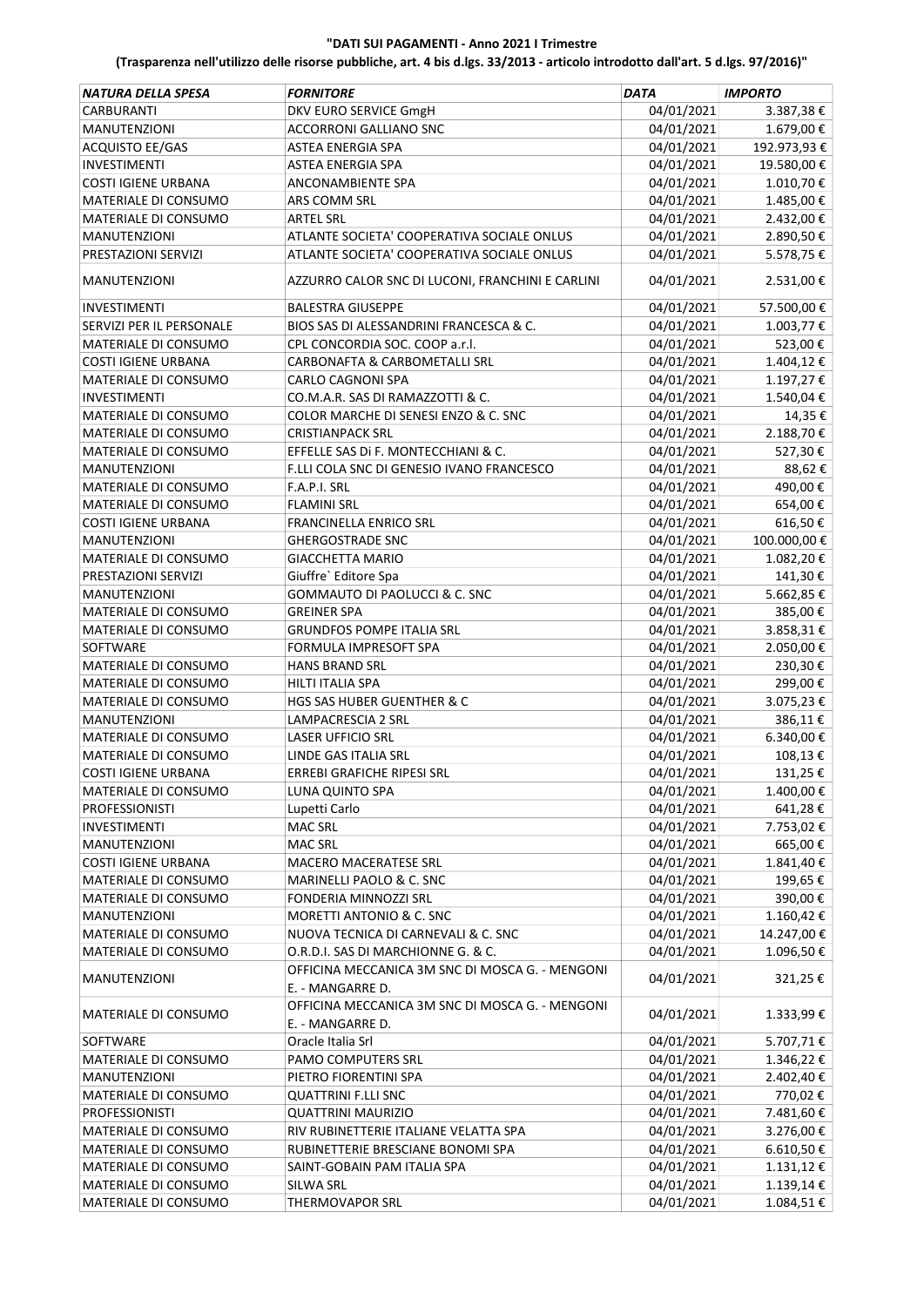**"DATI SUI PAGAMENTI - Anno 2021 I Trimestre**

**(Trasparenza nell'utilizzo delle risorse pubbliche, art. 4 bis d.lgs. 33/2013 - articolo introdotto dall'art. 5 d.lgs. 97/2016)"**

| *NATURA DELLA SPESA* | *FORNITORE* | *DATA* | *IMPORTO* |
|---|---|---|---|
| CARBURANTI | DKV EURO SERVICE GmgH | 04/01/2021 | 3.387,38 € |
| MANUTENZIONI | ACCORRONI GALLIANO SNC | 04/01/2021 | 1.679,00 € |
| ACQUISTO EE/GAS | ASTEA ENERGIA SPA | 04/01/2021 | 192.973,93 € |
| INVESTIMENTI | ASTEA ENERGIA SPA | 04/01/2021 | 19.580,00 € |
| COSTI IGIENE URBANA | ANCONAMBIENTE SPA | 04/01/2021 | 1.010,70 € |
| MATERIALE DI CONSUMO | ARS COMM SRL | 04/01/2021 | 1.485,00 € |
| MATERIALE DI CONSUMO | ARTEL SRL | 04/01/2021 | 2.432,00 € |
| MANUTENZIONI | ATLANTE SOCIETA' COOPERATIVA SOCIALE ONLUS | 04/01/2021 | 2.890,50 € |
| PRESTAZIONI SERVIZI | ATLANTE SOCIETA' COOPERATIVA SOCIALE ONLUS | 04/01/2021 | 5.578,75 € |
| MANUTENZIONI | AZZURRO CALOR SNC DI LUCONI, FRANCHINI E CARLINI | 04/01/2021 | 2.531,00 € |
| INVESTIMENTI | BALESTRA GIUSEPPE | 04/01/2021 | 57.500,00 € |
| SERVIZI PER IL PERSONALE | BIOS SAS DI ALESSANDRINI FRANCESCA & C. | 04/01/2021 | 1.003,77 € |
| MATERIALE DI CONSUMO | CPL CONCORDIA SOC. COOP a.r.l. | 04/01/2021 | 523,00 € |
| COSTI IGIENE URBANA | CARBONAFTA & CARBOMETALLI SRL | 04/01/2021 | 1.404,12 € |
| MATERIALE DI CONSUMO | CARLO CAGNONI SPA | 04/01/2021 | 1.197,27 € |
| INVESTIMENTI | CO.M.A.R. SAS DI RAMAZZOTTI & C. | 04/01/2021 | 1.540,04 € |
| MATERIALE DI CONSUMO | COLOR MARCHE DI SENESI ENZO & C. SNC | 04/01/2021 | 14,35 € |
| MATERIALE DI CONSUMO | CRISTIANPACK SRL | 04/01/2021 | 2.188,70 € |
| MATERIALE DI CONSUMO | EFFELLE SAS Di F. MONTECCHIANI & C. | 04/01/2021 | 527,30 € |
| MANUTENZIONI | F.LLI COLA SNC DI GENESIO IVANO FRANCESCO | 04/01/2021 | 88,62 € |
| MATERIALE DI CONSUMO | F.A.P.I. SRL | 04/01/2021 | 490,00 € |
| MATERIALE DI CONSUMO | FLAMINI SRL | 04/01/2021 | 654,00 € |
| COSTI IGIENE URBANA | FRANCINELLA ENRICO SRL | 04/01/2021 | 616,50 € |
| MANUTENZIONI | GHERGOSTRADE SNC | 04/01/2021 | 100.000,00 € |
| MATERIALE DI CONSUMO | GIACCHETTA MARIO | 04/01/2021 | 1.082,20 € |
| PRESTAZIONI SERVIZI | Giuffre` Editore Spa | 04/01/2021 | 141,30 € |
| MANUTENZIONI | GOMMAUTO DI PAOLUCCI & C. SNC | 04/01/2021 | 5.662,85 € |
| MATERIALE DI CONSUMO | GREINER SPA | 04/01/2021 | 385,00 € |
| MATERIALE DI CONSUMO | GRUNDFOS POMPE ITALIA SRL | 04/01/2021 | 3.858,31 € |
| SOFTWARE | FORMULA IMPRESOFT SPA | 04/01/2021 | 2.050,00 € |
| MATERIALE DI CONSUMO | HANS BRAND SRL | 04/01/2021 | 230,30 € |
| MATERIALE DI CONSUMO | HILTI ITALIA SPA | 04/01/2021 | 299,00 € |
| MATERIALE DI CONSUMO | HGS SAS HUBER GUENTHER & C | 04/01/2021 | 3.075,23 € |
| MANUTENZIONI | LAMPACRESCIA 2 SRL | 04/01/2021 | 386,11 € |
| MATERIALE DI CONSUMO | LASER UFFICIO SRL | 04/01/2021 | 6.340,00 € |
| MATERIALE DI CONSUMO | LINDE GAS ITALIA SRL | 04/01/2021 | 108,13 € |
| COSTI IGIENE URBANA | ERREBI GRAFICHE RIPESI SRL | 04/01/2021 | 131,25 € |
| MATERIALE DI CONSUMO | LUNA QUINTO SPA | 04/01/2021 | 1.400,00 € |
| PROFESSIONISTI | Lupetti Carlo | 04/01/2021 | 641,28 € |
| INVESTIMENTI | MAC SRL | 04/01/2021 | 7.753,02 € |
| MANUTENZIONI | MAC SRL | 04/01/2021 | 665,00 € |
| COSTI IGIENE URBANA | MACERO MACERATESE SRL | 04/01/2021 | 1.841,40 € |
| MATERIALE DI CONSUMO | MARINELLI PAOLO & C. SNC | 04/01/2021 | 199,65 € |
| MATERIALE DI CONSUMO | FONDERIA MINNOZZI SRL | 04/01/2021 | 390,00 € |
| MANUTENZIONI | MORETTI ANTONIO & C. SNC | 04/01/2021 | 1.160,42 € |
| MATERIALE DI CONSUMO | NUOVA TECNICA DI CARNEVALI & C. SNC | 04/01/2021 | 14.247,00 € |
| MATERIALE DI CONSUMO | O.R.D.I. SAS DI MARCHIONNE G. & C. | 04/01/2021 | 1.096,50 € |
| MANUTENZIONI | OFFICINA MECCANICA 3M SNC DI MOSCA G. - MENGONI E. - MANGARRE D. | 04/01/2021 | 321,25 € |
| MATERIALE DI CONSUMO | OFFICINA MECCANICA 3M SNC DI MOSCA G. - MENGONI E. - MANGARRE D. | 04/01/2021 | 1.333,99 € |
| SOFTWARE | Oracle Italia Srl | 04/01/2021 | 5.707,71 € |
| MATERIALE DI CONSUMO | PAMO COMPUTERS SRL | 04/01/2021 | 1.346,22 € |
| MANUTENZIONI | PIETRO FIORENTINI SPA | 04/01/2021 | 2.402,40 € |
| MATERIALE DI CONSUMO | QUATTRINI F.LLI SNC | 04/01/2021 | 770,02 € |
| PROFESSIONISTI | QUATTRINI MAURIZIO | 04/01/2021 | 7.481,60 € |
| MATERIALE DI CONSUMO | RIV RUBINETTERIE ITALIANE VELATTA SPA | 04/01/2021 | 3.276,00 € |
| MATERIALE DI CONSUMO | RUBINETTERIE BRESCIANE BONOMI SPA | 04/01/2021 | 6.610,50 € |
| MATERIALE DI CONSUMO | SAINT-GOBAIN PAM ITALIA SPA | 04/01/2021 | 1.131,12 € |
| MATERIALE DI CONSUMO | SILWA SRL | 04/01/2021 | 1.139,14 € |
| MATERIALE DI CONSUMO | THERMOVAPOR SRL | 04/01/2021 | 1.084,51 € |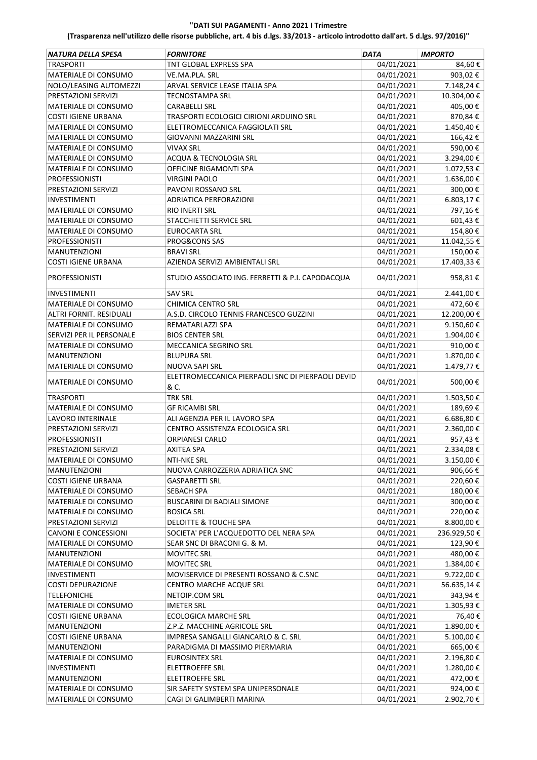**"DATI SUI PAGAMENTI - Anno 2021 I Trimestre**

**(Trasparenza nell'utilizzo delle risorse pubbliche, art. 4 bis d.lgs. 33/2013 - articolo introdotto dall'art. 5 d.lgs. 97/2016)"**

| NATURA DELLA SPESA | FORNITORE | DATA | IMPORTO |
|---|---|---|---|
| TRASPORTI | TNT GLOBAL EXPRESS SPA | 04/01/2021 | 84,60 € |
| MATERIALE DI CONSUMO | VE.MA.PLA. SRL | 04/01/2021 | 903,02 € |
| NOLO/LEASING AUTOMEZZI | ARVAL SERVICE LEASE ITALIA SPA | 04/01/2021 | 7.148,24 € |
| PRESTAZIONI SERVIZI | TECNOSTAMPA SRL | 04/01/2021 | 10.304,00 € |
| MATERIALE DI CONSUMO | CARABELLI SRL | 04/01/2021 | 405,00 € |
| COSTI IGIENE URBANA | TRASPORTI ECOLOGICI CIRIONI ARDUINO SRL | 04/01/2021 | 870,84 € |
| MATERIALE DI CONSUMO | ELETTROMECCANICA FAGGIOLATI SRL | 04/01/2021 | 1.450,40 € |
| MATERIALE DI CONSUMO | GIOVANNI MAZZARINI SRL | 04/01/2021 | 166,42 € |
| MATERIALE DI CONSUMO | VIVAX SRL | 04/01/2021 | 590,00 € |
| MATERIALE DI CONSUMO | ACQUA & TECNOLOGIA SRL | 04/01/2021 | 3.294,00 € |
| MATERIALE DI CONSUMO | OFFICINE RIGAMONTI SPA | 04/01/2021 | 1.072,53 € |
| PROFESSIONISTI | VIRGINI PAOLO | 04/01/2021 | 1.636,00 € |
| PRESTAZIONI SERVIZI | PAVONI ROSSANO SRL | 04/01/2021 | 300,00 € |
| INVESTIMENTI | ADRIATICA PERFORAZIONI | 04/01/2021 | 6.803,17 € |
| MATERIALE DI CONSUMO | RIO INERTI SRL | 04/01/2021 | 797,16 € |
| MATERIALE DI CONSUMO | STACCHIETTI SERVICE SRL | 04/01/2021 | 601,43 € |
| MATERIALE DI CONSUMO | EUROCARTA SRL | 04/01/2021 | 154,80 € |
| PROFESSIONISTI | PROG&CONS SAS | 04/01/2021 | 11.042,55 € |
| MANUTENZIONI | BRAVI SRL | 04/01/2021 | 150,00 € |
| COSTI IGIENE URBANA | AZIENDA SERVIZI AMBIENTALI SRL | 04/01/2021 | 17.403,33 € |
| PROFESSIONISTI | STUDIO ASSOCIATO ING. FERRETTI & P.I. CAPODACQUA | 04/01/2021 | 958,81 € |
| INVESTIMENTI | SAV SRL | 04/01/2021 | 2.441,00 € |
| MATERIALE DI CONSUMO | CHIMICA CENTRO SRL | 04/01/2021 | 472,60 € |
| ALTRI FORNIT. RESIDUALI | A.S.D. CIRCOLO TENNIS FRANCESCO GUZZINI | 04/01/2021 | 12.200,00 € |
| MATERIALE DI CONSUMO | REMATARLAZZI SPA | 04/01/2021 | 9.150,60 € |
| SERVIZI PER IL PERSONALE | BIOS CENTER SRL | 04/01/2021 | 1.904,00 € |
| MATERIALE DI CONSUMO | MECCANICA SEGRINO SRL | 04/01/2021 | 910,00 € |
| MANUTENZIONI | BLUPURA SRL | 04/01/2021 | 1.870,00 € |
| MATERIALE DI CONSUMO | NUOVA SAPI SRL | 04/01/2021 | 1.479,77 € |
| MATERIALE DI CONSUMO | ELETTROMECCANICA PIERPAOLI SNC DI PIERPAOLI DEVID & C. | 04/01/2021 | 500,00 € |
| TRASPORTI | TRK SRL | 04/01/2021 | 1.503,50 € |
| MATERIALE DI CONSUMO | GF RICAMBI SRL | 04/01/2021 | 189,69 € |
| LAVORO INTERINALE | ALI AGENZIA PER IL LAVORO SPA | 04/01/2021 | 6.686,80 € |
| PRESTAZIONI SERVIZI | CENTRO ASSISTENZA ECOLOGICA SRL | 04/01/2021 | 2.360,00 € |
| PROFESSIONISTI | ORPIANESI CARLO | 04/01/2021 | 957,43 € |
| PRESTAZIONI SERVIZI | AXITEA SPA | 04/01/2021 | 2.334,08 € |
| MATERIALE DI CONSUMO | NTI-NKE SRL | 04/01/2021 | 3.150,00 € |
| MANUTENZIONI | NUOVA CARROZZERIA ADRIATICA SNC | 04/01/2021 | 906,66 € |
| COSTI IGIENE URBANA | GASPARETTI SRL | 04/01/2021 | 220,60 € |
| MATERIALE DI CONSUMO | SEBACH SPA | 04/01/2021 | 180,00 € |
| MATERIALE DI CONSUMO | BUSCARINI DI BADIALI SIMONE | 04/01/2021 | 300,00 € |
| MATERIALE DI CONSUMO | BOSICA SRL | 04/01/2021 | 220,00 € |
| PRESTAZIONI SERVIZI | DELOITTE & TOUCHE SPA | 04/01/2021 | 8.800,00 € |
| CANONI E CONCESSIONI | SOCIETA' PER L'ACQUEDOTTO DEL NERA SPA | 04/01/2021 | 236.929,50 € |
| MATERIALE DI CONSUMO | SEAR SNC DI BRACONI G. & M. | 04/01/2021 | 123,90 € |
| MANUTENZIONI | MOVITEC SRL | 04/01/2021 | 480,00 € |
| MATERIALE DI CONSUMO | MOVITEC SRL | 04/01/2021 | 1.384,00 € |
| INVESTIMENTI | MOVISERVICE DI PRESENTI ROSSANO & C.SNC | 04/01/2021 | 9.722,00 € |
| COSTI DEPURAZIONE | CENTRO MARCHE ACQUE SRL | 04/01/2021 | 56.635,14 € |
| TELEFONICHE | NETOIP.COM SRL | 04/01/2021 | 343,94 € |
| MATERIALE DI CONSUMO | IMETER SRL | 04/01/2021 | 1.305,93 € |
| COSTI IGIENE URBANA | ECOLOGICA MARCHE SRL | 04/01/2021 | 76,40 € |
| MANUTENZIONI | Z.P.Z. MACCHINE AGRICOLE SRL | 04/01/2021 | 1.890,00 € |
| COSTI IGIENE URBANA | IMPRESA SANGALLI GIANCARLO & C. SRL | 04/01/2021 | 5.100,00 € |
| MANUTENZIONI | PARADIGMA DI MASSIMO PIERMARIA | 04/01/2021 | 665,00 € |
| MATERIALE DI CONSUMO | EUROSINTEX SRL | 04/01/2021 | 2.196,80 € |
| INVESTIMENTI | ELETTROEFFE SRL | 04/01/2021 | 1.280,00 € |
| MANUTENZIONI | ELETTROEFFE SRL | 04/01/2021 | 472,00 € |
| MATERIALE DI CONSUMO | SIR SAFETY SYSTEM SPA UNIPERSONALE | 04/01/2021 | 924,00 € |
| MATERIALE DI CONSUMO | CAGI DI GALIMBERTI MARINA | 04/01/2021 | 2.902,70 € |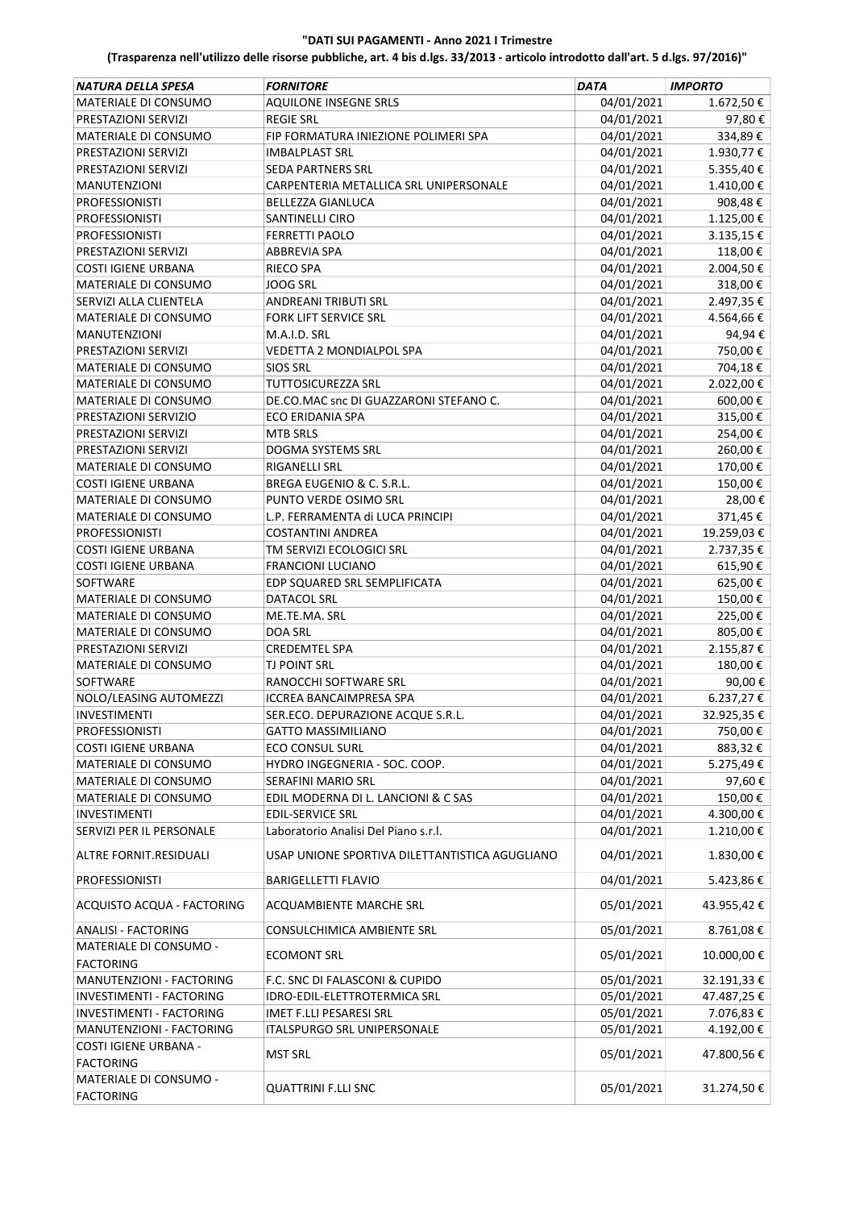**"DATI SUI PAGAMENTI - Anno 2021 I Trimestre**

**(Trasparenza nell'utilizzo delle risorse pubbliche, art. 4 bis d.lgs. 33/2013 - articolo introdotto dall'art. 5 d.lgs. 97/2016)"**

| *NATURA DELLA SPESA* | *FORNITORE* | *DATA* | *IMPORTO* |
|---|---|---|---|
| MATERIALE DI CONSUMO | AQUILONE INSEGNE SRLS | 04/01/2021 | 1.672,50 € |
| PRESTAZIONI SERVIZI | REGIE SRL | 04/01/2021 | 97,80 € |
| MATERIALE DI CONSUMO | FIP FORMATURA INIEZIONE POLIMERI SPA | 04/01/2021 | 334,89 € |
| PRESTAZIONI SERVIZI | IMBALPLAST SRL | 04/01/2021 | 1.930,77 € |
| PRESTAZIONI SERVIZI | SEDA PARTNERS SRL | 04/01/2021 | 5.355,40 € |
| MANUTENZIONI | CARPENTERIA METALLICA SRL UNIPERSONALE | 04/01/2021 | 1.410,00 € |
| PROFESSIONISTI | BELLEZZA GIANLUCA | 04/01/2021 | 908,48 € |
| PROFESSIONISTI | SANTINELLI CIRO | 04/01/2021 | 1.125,00 € |
| PROFESSIONISTI | FERRETTI PAOLO | 04/01/2021 | 3.135,15 € |
| PRESTAZIONI SERVIZI | ABBREVIA SPA | 04/01/2021 | 118,00 € |
| COSTI IGIENE URBANA | RIECO SPA | 04/01/2021 | 2.004,50 € |
| MATERIALE DI CONSUMO | JOOG SRL | 04/01/2021 | 318,00 € |
| SERVIZI ALLA CLIENTELA | ANDREANI TRIBUTI SRL | 04/01/2021 | 2.497,35 € |
| MATERIALE DI CONSUMO | FORK LIFT SERVICE SRL | 04/01/2021 | 4.564,66 € |
| MANUTENZIONI | M.A.I.D. SRL | 04/01/2021 | 94,94 € |
| PRESTAZIONI SERVIZI | VEDETTA 2 MONDIALPOL SPA | 04/01/2021 | 750,00 € |
| MATERIALE DI CONSUMO | SIOS SRL | 04/01/2021 | 704,18 € |
| MATERIALE DI CONSUMO | TUTTOSICUREZZA SRL | 04/01/2021 | 2.022,00 € |
| MATERIALE DI CONSUMO | DE.CO.MAC snc DI GUAZZARONI STEFANO C. | 04/01/2021 | 600,00 € |
| PRESTAZIONI SERVIZIO | ECO ERIDANIA SPA | 04/01/2021 | 315,00 € |
| PRESTAZIONI SERVIZI | MTB SRLS | 04/01/2021 | 254,00 € |
| PRESTAZIONI SERVIZI | DOGMA SYSTEMS SRL | 04/01/2021 | 260,00 € |
| MATERIALE DI CONSUMO | RIGANELLI SRL | 04/01/2021 | 170,00 € |
| COSTI IGIENE URBANA | BREGA EUGENIO & C. S.R.L. | 04/01/2021 | 150,00 € |
| MATERIALE DI CONSUMO | PUNTO VERDE OSIMO SRL | 04/01/2021 | 28,00 € |
| MATERIALE DI CONSUMO | L.P. FERRAMENTA di LUCA PRINCIPI | 04/01/2021 | 371,45 € |
| PROFESSIONISTI | COSTANTINI ANDREA | 04/01/2021 | 19.259,03 € |
| COSTI IGIENE URBANA | TM SERVIZI ECOLOGICI SRL | 04/01/2021 | 2.737,35 € |
| COSTI IGIENE URBANA | FRANCIONI LUCIANO | 04/01/2021 | 615,90 € |
| SOFTWARE | EDP SQUARED SRL SEMPLIFICATA | 04/01/2021 | 625,00 € |
| MATERIALE DI CONSUMO | DATACOL SRL | 04/01/2021 | 150,00 € |
| MATERIALE DI CONSUMO | ME.TE.MA. SRL | 04/01/2021 | 225,00 € |
| MATERIALE DI CONSUMO | DOA SRL | 04/01/2021 | 805,00 € |
| PRESTAZIONI SERVIZI | CREDEMTEL SPA | 04/01/2021 | 2.155,87 € |
| MATERIALE DI CONSUMO | TJ POINT SRL | 04/01/2021 | 180,00 € |
| SOFTWARE | RANOCCHI SOFTWARE SRL | 04/01/2021 | 90,00 € |
| NOLO/LEASING AUTOMEZZI | ICCREA BANCAIMPRESA SPA | 04/01/2021 | 6.237,27 € |
| INVESTIMENTI | SER.ECO. DEPURAZIONE ACQUE S.R.L. | 04/01/2021 | 32.925,35 € |
| PROFESSIONISTI | GATTO MASSIMILIANO | 04/01/2021 | 750,00 € |
| COSTI IGIENE URBANA | ECO CONSUL SURL | 04/01/2021 | 883,32 € |
| MATERIALE DI CONSUMO | HYDRO INGEGNERIA - SOC. COOP. | 04/01/2021 | 5.275,49 € |
| MATERIALE DI CONSUMO | SERAFINI MARIO SRL | 04/01/2021 | 97,60 € |
| MATERIALE DI CONSUMO | EDIL MODERNA DI L. LANCIONI & C SAS | 04/01/2021 | 150,00 € |
| INVESTIMENTI | EDIL-SERVICE SRL | 04/01/2021 | 4.300,00 € |
| SERVIZI PER IL PERSONALE | Laboratorio Analisi Del Piano s.r.l. | 04/01/2021 | 1.210,00 € |
| ALTRE FORNIT.RESIDUALI | USAP UNIONE SPORTIVA DILETTANTISTICA AGUGLIANO | 04/01/2021 | 1.830,00 € |
| PROFESSIONISTI | BARIGELLETTI FLAVIO | 04/01/2021 | 5.423,86 € |
| ACQUISTO ACQUA - FACTORING | ACQUAMBIENTE MARCHE SRL | 05/01/2021 | 43.955,42 € |
| ANALISI - FACTORING | CONSULCHIMICA AMBIENTE SRL | 05/01/2021 | 8.761,08 € |
| MATERIALE DI CONSUMO - FACTORING | ECOMONT SRL | 05/01/2021 | 10.000,00 € |
| MANUTENZIONI - FACTORING | F.C. SNC DI FALASCONI & CUPIDO | 05/01/2021 | 32.191,33 € |
| INVESTIMENTI - FACTORING | IDRO-EDIL-ELETTROTERMICA SRL | 05/01/2021 | 47.487,25 € |
| INVESTIMENTI - FACTORING | IMET F.LLI PESARESI SRL | 05/01/2021 | 7.076,83 € |
| MANUTENZIONI - FACTORING | ITALSPURGO SRL UNIPERSONALE | 05/01/2021 | 4.192,00 € |
| COSTI IGIENE URBANA - FACTORING | MST SRL | 05/01/2021 | 47.800,56 € |
| MATERIALE DI CONSUMO - FACTORING | QUATTRINI F.LLI SNC | 05/01/2021 | 31.274,50 € |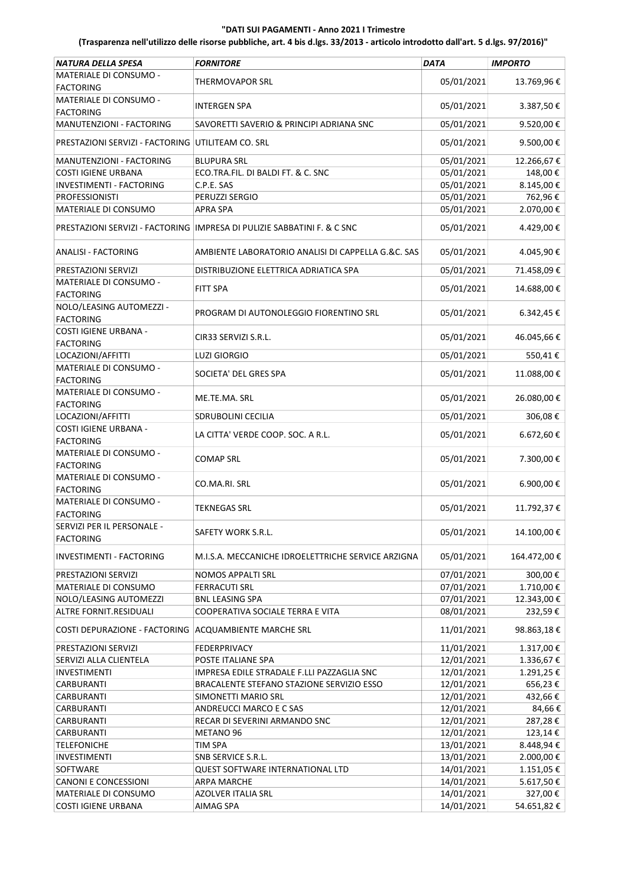**"DATI SUI PAGAMENTI - Anno 2021 I Trimestre**

**(Trasparenza nell'utilizzo delle risorse pubbliche, art. 4 bis d.lgs. 33/2013 - articolo introdotto dall'art. 5 d.lgs. 97/2016)"**

| *NATURA DELLA SPESA* | *FORNITORE* | *DATA* | *IMPORTO* |
|---|---|---|---|
| MATERIALE DI CONSUMO - FACTORING | THERMOVAPOR SRL | 05/01/2021 | 13.769,96 € |
| MATERIALE DI CONSUMO - FACTORING | INTERGEN SPA | 05/01/2021 | 3.387,50 € |
| MANUTENZIONI - FACTORING | SAVORETTI SAVERIO & PRINCIPI ADRIANA SNC | 05/01/2021 | 9.520,00 € |
| PRESTAZIONI SERVIZI - FACTORING | UTILITEAM CO. SRL | 05/01/2021 | 9.500,00 € |
| MANUTENZIONI - FACTORING | BLUPURA SRL | 05/01/2021 | 12.266,67 € |
| COSTI IGIENE URBANA | ECO.TRA.FIL. DI BALDI FT. & C. SNC | 05/01/2021 | 148,00 € |
| INVESTIMENTI - FACTORING | C.P.E. SAS | 05/01/2021 | 8.145,00 € |
| PROFESSIONISTI | PERUZZI SERGIO | 05/01/2021 | 762,96 € |
| MATERIALE DI CONSUMO | APRA SPA | 05/01/2021 | 2.070,00 € |
| PRESTAZIONI SERVIZI - FACTORING | IMPRESA DI PULIZIE SABBATINI F. & C SNC | 05/01/2021 | 4.429,00 € |
| ANALISI - FACTORING | AMBIENTE LABORATORIO ANALISI DI CAPPELLA G.&C. SAS | 05/01/2021 | 4.045,90 € |
| PRESTAZIONI SERVIZI | DISTRIBUZIONE ELETTRICA ADRIATICA SPA | 05/01/2021 | 71.458,09 € |
| MATERIALE DI CONSUMO - FACTORING | FITT SPA | 05/01/2021 | 14.688,00 € |
| NOLO/LEASING AUTOMEZZI - FACTORING | PROGRAM DI AUTONOLEGGIO FIORENTINO SRL | 05/01/2021 | 6.342,45 € |
| COSTI IGIENE URBANA - FACTORING | CIR33 SERVIZI S.R.L. | 05/01/2021 | 46.045,66 € |
| LOCAZIONI/AFFITTI | LUZI GIORGIO | 05/01/2021 | 550,41 € |
| MATERIALE DI CONSUMO - FACTORING | SOCIETA' DEL GRES SPA | 05/01/2021 | 11.088,00 € |
| MATERIALE DI CONSUMO - FACTORING | ME.TE.MA. SRL | 05/01/2021 | 26.080,00 € |
| LOCAZIONI/AFFITTI | SDRUBOLINI CECILIA | 05/01/2021 | 306,08 € |
| COSTI IGIENE URBANA - FACTORING | LA CITTA' VERDE COOP. SOC. A R.L. | 05/01/2021 | 6.672,60 € |
| MATERIALE DI CONSUMO - FACTORING | COMAP SRL | 05/01/2021 | 7.300,00 € |
| MATERIALE DI CONSUMO - FACTORING | CO.MA.RI. SRL | 05/01/2021 | 6.900,00 € |
| MATERIALE DI CONSUMO - FACTORING | TEKNEGAS SRL | 05/01/2021 | 11.792,37 € |
| SERVIZI PER IL PERSONALE - FACTORING | SAFETY WORK S.R.L. | 05/01/2021 | 14.100,00 € |
| INVESTIMENTI - FACTORING | M.I.S.A. MECCANICHE IDROELETTRICHE SERVICE ARZIGNA | 05/01/2021 | 164.472,00 € |
| PRESTAZIONI SERVIZI | NOMOS APPALTI SRL | 07/01/2021 | 300,00 € |
| MATERIALE DI CONSUMO | FERRACUTI SRL | 07/01/2021 | 1.710,00 € |
| NOLO/LEASING AUTOMEZZI | BNL LEASING SPA | 07/01/2021 | 12.343,00 € |
| ALTRE FORNIT.RESIDUALI | COOPERATIVA SOCIALE TERRA E VITA | 08/01/2021 | 232,59 € |
| COSTI DEPURAZIONE - FACTORING | ACQUAMBIENTE MARCHE SRL | 11/01/2021 | 98.863,18 € |
| PRESTAZIONI SERVIZI | FEDERPRIVACY | 11/01/2021 | 1.317,00 € |
| SERVIZI ALLA CLIENTELA | POSTE ITALIANE SPA | 12/01/2021 | 1.336,67 € |
| INVESTIMENTI | IMPRESA EDILE STRADALE F.LLI PAZZAGLIA SNC | 12/01/2021 | 1.291,25 € |
| CARBURANTI | BRACALENTE STEFANO STAZIONE SERVIZIO ESSO | 12/01/2021 | 656,23 € |
| CARBURANTI | SIMONETTI MARIO SRL | 12/01/2021 | 432,66 € |
| CARBURANTI | ANDREUCCI MARCO E C SAS | 12/01/2021 | 84,66 € |
| CARBURANTI | RECAR DI SEVERINI ARMANDO SNC | 12/01/2021 | 287,28 € |
| CARBURANTI | METANO 96 | 12/01/2021 | 123,14 € |
| TELEFONICHE | TIM SPA | 13/01/2021 | 8.448,94 € |
| INVESTIMENTI | SNB SERVICE S.R.L. | 13/01/2021 | 2.000,00 € |
| SOFTWARE | QUEST SOFTWARE INTERNATIONAL LTD | 14/01/2021 | 1.151,05 € |
| CANONI E CONCESSIONI | ARPA MARCHE | 14/01/2021 | 5.617,50 € |
| MATERIALE DI CONSUMO | AZOLVER ITALIA SRL | 14/01/2021 | 327,00 € |
| COSTI IGIENE URBANA | AIMAG SPA | 14/01/2021 | 54.651,82 € |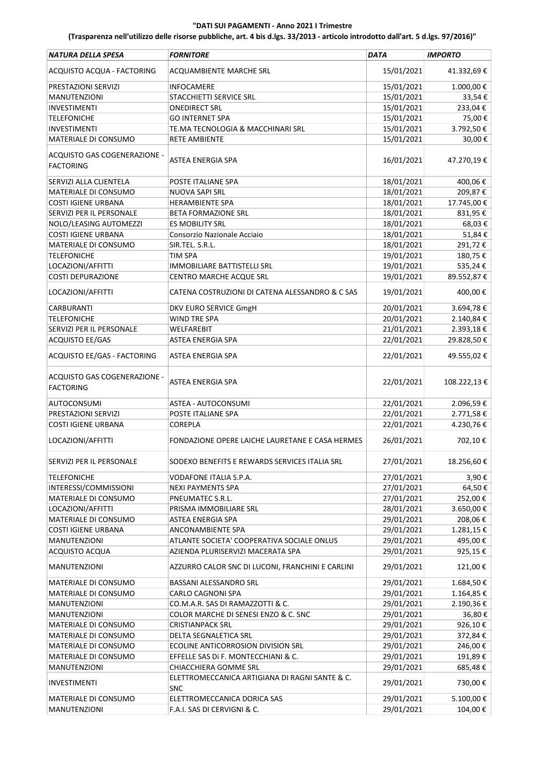**"DATI SUI PAGAMENTI - Anno 2021 I Trimestre**

**(Trasparenza nell'utilizzo delle risorse pubbliche, art. 4 bis d.lgs. 33/2013 - articolo introdotto dall'art. 5 d.lgs. 97/2016)"**

| *NATURA DELLA SPESA* | *FORNITORE* | *DATA* | *IMPORTO* |
|---|---|---|---|
| ACQUISTO ACQUA - FACTORING | ACQUAMBIENTE MARCHE SRL | 15/01/2021 | 41.332,69 € |
| PRESTAZIONI SERVIZI | INFOCAMERE | 15/01/2021 | 1.000,00 € |
| MANUTENZIONI | STACCHIETTI SERVICE SRL | 15/01/2021 | 33,54 € |
| INVESTIMENTI | ONEDIRECT SRL | 15/01/2021 | 233,04 € |
| TELEFONICHE | GO INTERNET SPA | 15/01/2021 | 75,00 € |
| INVESTIMENTI | TE.MA TECNOLOGIA & MACCHINARI SRL | 15/01/2021 | 3.792,50 € |
| MATERIALE DI CONSUMO | RETE AMBIENTE | 15/01/2021 | 30,00 € |
| ACQUISTO GAS COGENERAZIONE - FACTORING | ASTEA ENERGIA SPA | 16/01/2021 | 47.270,19 € |
| SERVIZI ALLA CLIENTELA | POSTE ITALIANE SPA | 18/01/2021 | 400,06 € |
| MATERIALE DI CONSUMO | NUOVA SAPI SRL | 18/01/2021 | 209,87 € |
| COSTI IGIENE URBANA | HERAMBIENTE SPA | 18/01/2021 | 17.745,00 € |
| SERVIZI PER IL PERSONALE | BETA FORMAZIONE SRL | 18/01/2021 | 831,95 € |
| NOLO/LEASING AUTOMEZZI | ES MOBILITY SRL | 18/01/2021 | 68,03 € |
| COSTI IGIENE URBANA | Consorzio Nazionale Acciaio | 18/01/2021 | 51,84 € |
| MATERIALE DI CONSUMO | SIR.TEL. S.R.L. | 18/01/2021 | 291,72 € |
| TELEFONICHE | TIM SPA | 19/01/2021 | 180,75 € |
| LOCAZIONI/AFFITTI | IMMOBILIARE BATTISTELLI SRL | 19/01/2021 | 535,24 € |
| COSTI DEPURAZIONE | CENTRO MARCHE ACQUE SRL | 19/01/2021 | 89.552,87 € |
| LOCAZIONI/AFFITTI | CATENA COSTRUZIONI DI CATENA ALESSANDRO & C SAS | 19/01/2021 | 400,00 € |
| CARBURANTI | DKV EURO SERVICE GmgH | 20/01/2021 | 3.694,78 € |
| TELEFONICHE | WIND TRE SPA | 20/01/2021 | 2.140,84 € |
| SERVIZI PER IL PERSONALE | WELFAREBIT | 21/01/2021 | 2.393,18 € |
| ACQUISTO EE/GAS | ASTEA ENERGIA SPA | 22/01/2021 | 29.828,50 € |
| ACQUISTO EE/GAS - FACTORING | ASTEA ENERGIA SPA | 22/01/2021 | 49.555,02 € |
| ACQUISTO GAS COGENERAZIONE - FACTORING | ASTEA ENERGIA SPA | 22/01/2021 | 108.222,13 € |
| AUTOCONSUMI | ASTEA - AUTOCONSUMI | 22/01/2021 | 2.096,59 € |
| PRESTAZIONI SERVIZI | POSTE ITALIANE SPA | 22/01/2021 | 2.771,58 € |
| COSTI IGIENE URBANA | COREPLA | 22/01/2021 | 4.230,76 € |
| LOCAZIONI/AFFITTI | FONDAZIONE OPERE LAICHE LAURETANE E CASA HERMES | 26/01/2021 | 702,10 € |
| SERVIZI PER IL PERSONALE | SODEXO BENEFITS E REWARDS SERVICES ITALIA SRL | 27/01/2021 | 18.256,60 € |
| TELEFONICHE | VODAFONE ITALIA S.P.A. | 27/01/2021 | 3,90 € |
| INTERESSI/COMMISSIONI | NEXI PAYMENTS SPA | 27/01/2021 | 64,50 € |
| MATERIALE DI CONSUMO | PNEUMATEC S.R.L. | 27/01/2021 | 252,00 € |
| LOCAZIONI/AFFITTI | PRISMA IMMOBILIARE SRL | 28/01/2021 | 3.650,00 € |
| MATERIALE DI CONSUMO | ASTEA ENERGIA SPA | 29/01/2021 | 208,06 € |
| COSTI IGIENE URBANA | ANCONAMBIENTE SPA | 29/01/2021 | 1.281,15 € |
| MANUTENZIONI | ATLANTE SOCIETA' COOPERATIVA SOCIALE ONLUS | 29/01/2021 | 495,00 € |
| ACQUISTO ACQUA | AZIENDA PLURISERVIZI MACERATA SPA | 29/01/2021 | 925,15 € |
| MANUTENZIONI | AZZURRO CALOR SNC DI LUCONI, FRANCHINI E CARLINI | 29/01/2021 | 121,00 € |
| MATERIALE DI CONSUMO | BASSANI ALESSANDRO SRL | 29/01/2021 | 1.684,50 € |
| MATERIALE DI CONSUMO | CARLO CAGNONI SPA | 29/01/2021 | 1.164,85 € |
| MANUTENZIONI | CO.M.A.R. SAS DI RAMAZZOTTI & C. | 29/01/2021 | 2.190,36 € |
| MANUTENZIONI | COLOR MARCHE DI SENESI ENZO & C. SNC | 29/01/2021 | 36,80 € |
| MATERIALE DI CONSUMO | CRISTIANPACK SRL | 29/01/2021 | 926,10 € |
| MATERIALE DI CONSUMO | DELTA SEGNALETICA SRL | 29/01/2021 | 372,84 € |
| MATERIALE DI CONSUMO | ECOLINE ANTICORROSION DIVISION SRL | 29/01/2021 | 246,00 € |
| MATERIALE DI CONSUMO | EFFELLE SAS Di F. MONTECCHIANI & C. | 29/01/2021 | 191,89 € |
| MANUTENZIONI | CHIACCHIERA GOMME SRL | 29/01/2021 | 685,48 € |
| INVESTIMENTI | ELETTROMECCANICA ARTIGIANA DI RAGNI SANTE & C. SNC | 29/01/2021 | 730,00 € |
| MATERIALE DI CONSUMO | ELETTROMECCANICA DORICA SAS | 29/01/2021 | 5.100,00 € |
| MANUTENZIONI | F.A.I. SAS DI CERVIGNI & C. | 29/01/2021 | 104,00 € |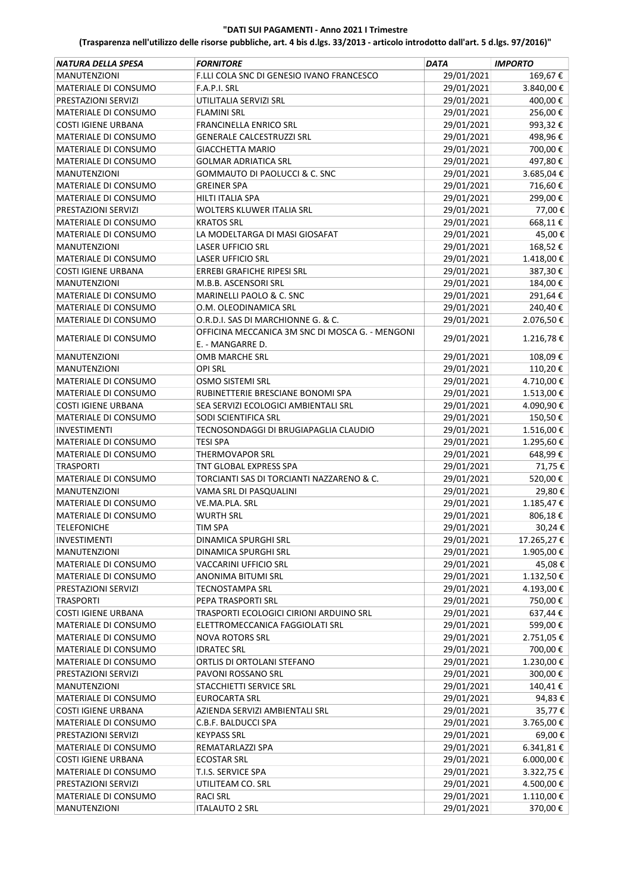**"DATI SUI PAGAMENTI - Anno 2021 I Trimestre**

**(Trasparenza nell'utilizzo delle risorse pubbliche, art. 4 bis d.lgs. 33/2013 - articolo introdotto dall'art. 5 d.lgs. 97/2016)"**

| *NATURA DELLA SPESA* | *FORNITORE* | *DATA* | *IMPORTO* |
|---|---|---|---|
| MANUTENZIONI | F.LLI COLA SNC DI GENESIO IVANO FRANCESCO | 29/01/2021 | 169,67 € |
| MATERIALE DI CONSUMO | F.A.P.I. SRL | 29/01/2021 | 3.840,00 € |
| PRESTAZIONI SERVIZI | UTILITALIA SERVIZI SRL | 29/01/2021 | 400,00 € |
| MATERIALE DI CONSUMO | FLAMINI SRL | 29/01/2021 | 256,00 € |
| COSTI IGIENE URBANA | FRANCINELLA ENRICO SRL | 29/01/2021 | 993,32 € |
| MATERIALE DI CONSUMO | GENERALE CALCESTRUZZI SRL | 29/01/2021 | 498,96 € |
| MATERIALE DI CONSUMO | GIACCHETTA MARIO | 29/01/2021 | 700,00 € |
| MATERIALE DI CONSUMO | GOLMAR ADRIATICA SRL | 29/01/2021 | 497,80 € |
| MANUTENZIONI | GOMMAUTO DI PAOLUCCI & C. SNC | 29/01/2021 | 3.685,04 € |
| MATERIALE DI CONSUMO | GREINER SPA | 29/01/2021 | 716,60 € |
| MATERIALE DI CONSUMO | HILTI ITALIA SPA | 29/01/2021 | 299,00 € |
| PRESTAZIONI SERVIZI | WOLTERS KLUWER ITALIA SRL | 29/01/2021 | 77,00 € |
| MATERIALE DI CONSUMO | KRATOS SRL | 29/01/2021 | 668,11 € |
| MATERIALE DI CONSUMO | LA MODELTARGA DI MASI GIOSAFAT | 29/01/2021 | 45,00 € |
| MANUTENZIONI | LASER UFFICIO SRL | 29/01/2021 | 168,52 € |
| MATERIALE DI CONSUMO | LASER UFFICIO SRL | 29/01/2021 | 1.418,00 € |
| COSTI IGIENE URBANA | ERREBI GRAFICHE RIPESI SRL | 29/01/2021 | 387,30 € |
| MANUTENZIONI | M.B.B. ASCENSORI SRL | 29/01/2021 | 184,00 € |
| MATERIALE DI CONSUMO | MARINELLI PAOLO & C. SNC | 29/01/2021 | 291,64 € |
| MATERIALE DI CONSUMO | O.M. OLEODINAMICA SRL | 29/01/2021 | 240,40 € |
| MATERIALE DI CONSUMO | O.R.D.I. SAS DI MARCHIONNE G. & C. | 29/01/2021 | 2.076,50 € |
| MATERIALE DI CONSUMO | OFFICINA MECCANICA 3M SNC DI MOSCA G. - MENGONI E. - MANGARRE D. | 29/01/2021 | 1.216,78 € |
| MANUTENZIONI | OMB MARCHE SRL | 29/01/2021 | 108,09 € |
| MANUTENZIONI | OPI SRL | 29/01/2021 | 110,20 € |
| MATERIALE DI CONSUMO | OSMO SISTEMI SRL | 29/01/2021 | 4.710,00 € |
| MATERIALE DI CONSUMO | RUBINETTERIE BRESCIANE BONOMI SPA | 29/01/2021 | 1.513,00 € |
| COSTI IGIENE URBANA | SEA SERVIZI ECOLOGICI AMBIENTALI SRL | 29/01/2021 | 4.090,90 € |
| MATERIALE DI CONSUMO | SODI SCIENTIFICA SRL | 29/01/2021 | 150,50 € |
| INVESTIMENTI | TECNOSONDAGGI DI BRUGIAPAGLIA CLAUDIO | 29/01/2021 | 1.516,00 € |
| MATERIALE DI CONSUMO | TESI SPA | 29/01/2021 | 1.295,60 € |
| MATERIALE DI CONSUMO | THERMOVAPOR SRL | 29/01/2021 | 648,99 € |
| TRASPORTI | TNT GLOBAL EXPRESS SPA | 29/01/2021 | 71,75 € |
| MATERIALE DI CONSUMO | TORCIANTI SAS DI TORCIANTI NAZZARENO & C. | 29/01/2021 | 520,00 € |
| MANUTENZIONI | VAMA SRL DI PASQUALINI | 29/01/2021 | 29,80 € |
| MATERIALE DI CONSUMO | VE.MA.PLA. SRL | 29/01/2021 | 1.185,47 € |
| MATERIALE DI CONSUMO | WURTH SRL | 29/01/2021 | 806,18 € |
| TELEFONICHE | TIM SPA | 29/01/2021 | 30,24 € |
| INVESTIMENTI | DINAMICA SPURGHI SRL | 29/01/2021 | 17.265,27 € |
| MANUTENZIONI | DINAMICA SPURGHI SRL | 29/01/2021 | 1.905,00 € |
| MATERIALE DI CONSUMO | VACCARINI UFFICIO SRL | 29/01/2021 | 45,08 € |
| MATERIALE DI CONSUMO | ANONIMA BITUMI SRL | 29/01/2021 | 1.132,50 € |
| PRESTAZIONI SERVIZI | TECNOSTAMPA SRL | 29/01/2021 | 4.193,00 € |
| TRASPORTI | PEPA TRASPORTI SRL | 29/01/2021 | 750,00 € |
| COSTI IGIENE URBANA | TRASPORTI ECOLOGICI CIRIONI ARDUINO SRL | 29/01/2021 | 637,44 € |
| MATERIALE DI CONSUMO | ELETTROMECCANICA FAGGIOLATI SRL | 29/01/2021 | 599,00 € |
| MATERIALE DI CONSUMO | NOVA ROTORS SRL | 29/01/2021 | 2.751,05 € |
| MATERIALE DI CONSUMO | IDRATEC SRL | 29/01/2021 | 700,00 € |
| MATERIALE DI CONSUMO | ORTLIS DI ORTOLANI STEFANO | 29/01/2021 | 1.230,00 € |
| PRESTAZIONI SERVIZI | PAVONI ROSSANO SRL | 29/01/2021 | 300,00 € |
| MANUTENZIONI | STACCHIETTI SERVICE SRL | 29/01/2021 | 140,41 € |
| MATERIALE DI CONSUMO | EUROCARTA SRL | 29/01/2021 | 94,83 € |
| COSTI IGIENE URBANA | AZIENDA SERVIZI AMBIENTALI SRL | 29/01/2021 | 35,77 € |
| MATERIALE DI CONSUMO | C.B.F. BALDUCCI SPA | 29/01/2021 | 3.765,00 € |
| PRESTAZIONI SERVIZI | KEYPASS SRL | 29/01/2021 | 69,00 € |
| MATERIALE DI CONSUMO | REMATARLAZZI SPA | 29/01/2021 | 6.341,81 € |
| COSTI IGIENE URBANA | ECOSTAR SRL | 29/01/2021 | 6.000,00 € |
| MATERIALE DI CONSUMO | T.I.S. SERVICE SPA | 29/01/2021 | 3.322,75 € |
| PRESTAZIONI SERVIZI | UTILITEAM CO. SRL | 29/01/2021 | 4.500,00 € |
| MATERIALE DI CONSUMO | RACI SRL | 29/01/2021 | 1.110,00 € |
| MANUTENZIONI | ITALAUTO 2 SRL | 29/01/2021 | 370,00 € |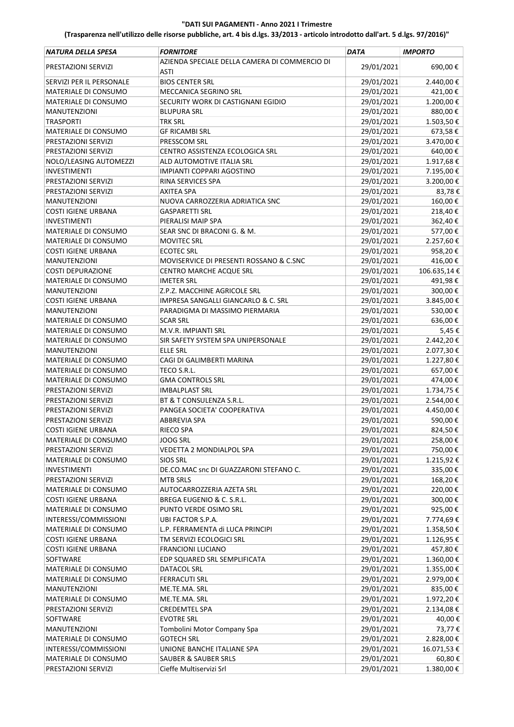**"DATI SUI PAGAMENTI - Anno 2021 I Trimestre**

**(Trasparenza nell'utilizzo delle risorse pubbliche, art. 4 bis d.lgs. 33/2013 - articolo introdotto dall'art. 5 d.lgs. 97/2016)"**

| *NATURA DELLA SPESA* | *FORNITORE* | *DATA* | *IMPORTO* |
|---|---|---|---|
| PRESTAZIONI SERVIZI | AZIENDA SPECIALE DELLA CAMERA DI COMMERCIO DI ASTI | 29/01/2021 | 690,00 € |
| SERVIZI PER IL PERSONALE | BIOS CENTER SRL | 29/01/2021 | 2.440,00 € |
| MATERIALE DI CONSUMO | MECCANICA SEGRINO SRL | 29/01/2021 | 421,00 € |
| MATERIALE DI CONSUMO | SECURITY WORK DI CASTIGNANI EGIDIO | 29/01/2021 | 1.200,00 € |
| MANUTENZIONI | BLUPURA SRL | 29/01/2021 | 880,00 € |
| TRASPORTI | TRK SRL | 29/01/2021 | 1.503,50 € |
| MATERIALE DI CONSUMO | GF RICAMBI SRL | 29/01/2021 | 673,58 € |
| PRESTAZIONI SERVIZI | PRESSCOM SRL | 29/01/2021 | 3.470,00 € |
| PRESTAZIONI SERVIZI | CENTRO ASSISTENZA ECOLOGICA SRL | 29/01/2021 | 640,00 € |
| NOLO/LEASING AUTOMEZZI | ALD AUTOMOTIVE ITALIA SRL | 29/01/2021 | 1.917,68 € |
| INVESTIMENTI | IMPIANTI COPPARI AGOSTINO | 29/01/2021 | 7.195,00 € |
| PRESTAZIONI SERVIZI | RINA SERVICES SPA | 29/01/2021 | 3.200,00 € |
| PRESTAZIONI SERVIZI | AXITEA SPA | 29/01/2021 | 83,78 € |
| MANUTENZIONI | NUOVA CARROZZERIA ADRIATICA SNC | 29/01/2021 | 160,00 € |
| COSTI IGIENE URBANA | GASPARETTI SRL | 29/01/2021 | 218,40 € |
| INVESTIMENTI | PIERALISI MAIP SPA | 29/01/2021 | 362,40 € |
| MATERIALE DI CONSUMO | SEAR SNC DI BRACONI G. & M. | 29/01/2021 | 577,00 € |
| MATERIALE DI CONSUMO | MOVITEC SRL | 29/01/2021 | 2.257,60 € |
| COSTI IGIENE URBANA | ECOTEC SRL | 29/01/2021 | 958,20 € |
| MANUTENZIONI | MOVISERVICE DI PRESENTI ROSSANO & C.SNC | 29/01/2021 | 416,00 € |
| COSTI DEPURAZIONE | CENTRO MARCHE ACQUE SRL | 29/01/2021 | 106.635,14 € |
| MATERIALE DI CONSUMO | IMETER SRL | 29/01/2021 | 491,98 € |
| MANUTENZIONI | Z.P.Z. MACCHINE AGRICOLE SRL | 29/01/2021 | 300,00 € |
| COSTI IGIENE URBANA | IMPRESA SANGALLI GIANCARLO & C. SRL | 29/01/2021 | 3.845,00 € |
| MANUTENZIONI | PARADIGMA DI MASSIMO PIERMARIA | 29/01/2021 | 530,00 € |
| MATERIALE DI CONSUMO | SCAR SRL | 29/01/2021 | 636,00 € |
| MATERIALE DI CONSUMO | M.V.R. IMPIANTI SRL | 29/01/2021 | 5,45 € |
| MATERIALE DI CONSUMO | SIR SAFETY SYSTEM SPA UNIPERSONALE | 29/01/2021 | 2.442,20 € |
| MANUTENZIONI | ELLE SRL | 29/01/2021 | 2.077,30 € |
| MATERIALE DI CONSUMO | CAGI DI GALIMBERTI MARINA | 29/01/2021 | 1.227,80 € |
| MATERIALE DI CONSUMO | TECO S.R.L. | 29/01/2021 | 657,00 € |
| MATERIALE DI CONSUMO | GMA CONTROLS SRL | 29/01/2021 | 474,00 € |
| PRESTAZIONI SERVIZI | IMBALPLAST SRL | 29/01/2021 | 1.734,75 € |
| PRESTAZIONI SERVIZI | BT & T CONSULENZA S.R.L. | 29/01/2021 | 2.544,00 € |
| PRESTAZIONI SERVIZI | PANGEA SOCIETA' COOPERATIVA | 29/01/2021 | 4.450,00 € |
| PRESTAZIONI SERVIZI | ABBREVIA SPA | 29/01/2021 | 590,00 € |
| COSTI IGIENE URBANA | RIECO SPA | 29/01/2021 | 824,50 € |
| MATERIALE DI CONSUMO | JOOG SRL | 29/01/2021 | 258,00 € |
| PRESTAZIONI SERVIZI | VEDETTA 2 MONDIALPOL SPA | 29/01/2021 | 750,00 € |
| MATERIALE DI CONSUMO | SIOS SRL | 29/01/2021 | 1.215,92 € |
| INVESTIMENTI | DE.CO.MAC snc DI GUAZZARONI STEFANO C. | 29/01/2021 | 335,00 € |
| PRESTAZIONI SERVIZI | MTB SRLS | 29/01/2021 | 168,20 € |
| MATERIALE DI CONSUMO | AUTOCARROZZERIA AZETA SRL | 29/01/2021 | 220,00 € |
| COSTI IGIENE URBANA | BREGA EUGENIO & C. S.R.L. | 29/01/2021 | 300,00 € |
| MATERIALE DI CONSUMO | PUNTO VERDE OSIMO SRL | 29/01/2021 | 925,00 € |
| INTERESSI/COMMISSIONI | UBI FACTOR S.P.A. | 29/01/2021 | 7.774,69 € |
| MATERIALE DI CONSUMO | L.P. FERRAMENTA di LUCA PRINCIPI | 29/01/2021 | 1.358,50 € |
| COSTI IGIENE URBANA | TM SERVIZI ECOLOGICI SRL | 29/01/2021 | 1.126,95 € |
| COSTI IGIENE URBANA | FRANCIONI LUCIANO | 29/01/2021 | 457,80 € |
| SOFTWARE | EDP SQUARED SRL SEMPLIFICATA | 29/01/2021 | 1.360,00 € |
| MATERIALE DI CONSUMO | DATACOL SRL | 29/01/2021 | 1.355,00 € |
| MATERIALE DI CONSUMO | FERRACUTI SRL | 29/01/2021 | 2.979,00 € |
| MANUTENZIONI | ME.TE.MA. SRL | 29/01/2021 | 835,00 € |
| MATERIALE DI CONSUMO | ME.TE.MA. SRL | 29/01/2021 | 1.972,20 € |
| PRESTAZIONI SERVIZI | CREDEMTEL SPA | 29/01/2021 | 2.134,08 € |
| SOFTWARE | EVOTRE SRL | 29/01/2021 | 40,00 € |
| MANUTENZIONI | Tombolini Motor Company Spa | 29/01/2021 | 73,77 € |
| MATERIALE DI CONSUMO | GOTECH SRL | 29/01/2021 | 2.828,00 € |
| INTERESSI/COMMISSIONI | UNIONE BANCHE ITALIANE SPA | 29/01/2021 | 16.071,53 € |
| MATERIALE DI CONSUMO | SAUBER & SAUBER SRLS | 29/01/2021 | 60,80 € |
| PRESTAZIONI SERVIZI | Cieffe Multiservizi Srl | 29/01/2021 | 1.380,00 € |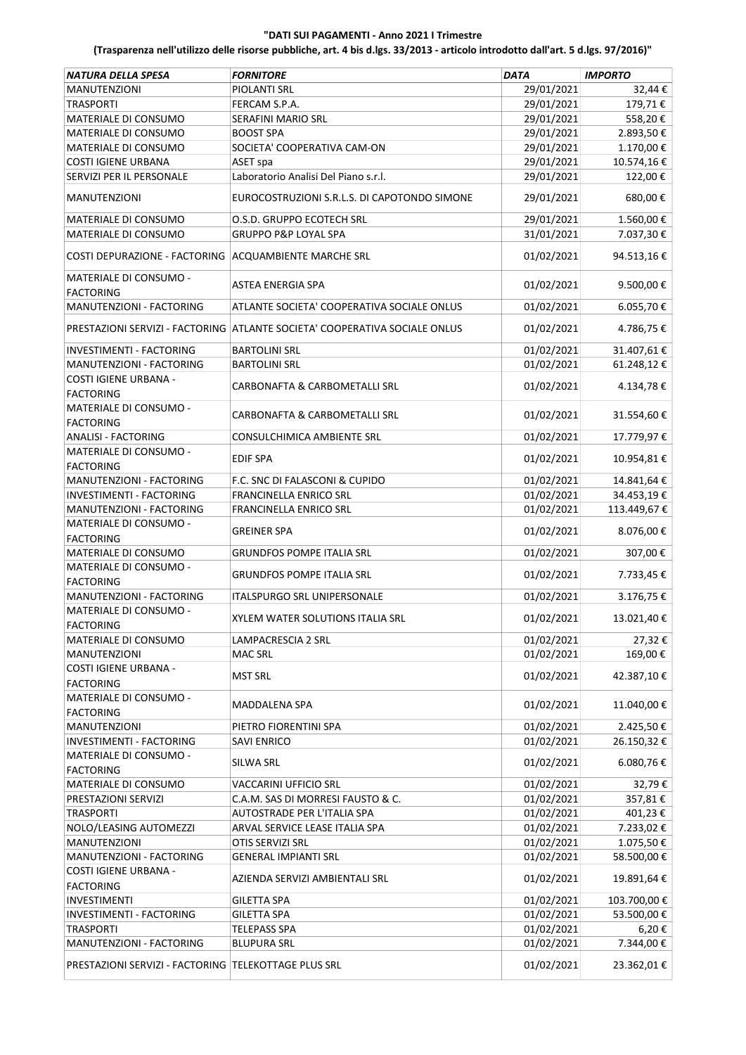**"DATI SUI PAGAMENTI - Anno 2021 I Trimestre**

**(Trasparenza nell'utilizzo delle risorse pubbliche, art. 4 bis d.lgs. 33/2013 - articolo introdotto dall'art. 5 d.lgs. 97/2016)"**

| *NATURA DELLA SPESA* | *FORNITORE* | *DATA* | *IMPORTO* |
|---|---|---|---|
| MANUTENZIONI | PIOLANTI SRL | 29/01/2021 | 32,44 € |
| TRASPORTI | FERCAM S.P.A. | 29/01/2021 | 179,71 € |
| MATERIALE DI CONSUMO | SERAFINI MARIO SRL | 29/01/2021 | 558,20 € |
| MATERIALE DI CONSUMO | BOOST SPA | 29/01/2021 | 2.893,50 € |
| MATERIALE DI CONSUMO | SOCIETA' COOPERATIVA CAM-ON | 29/01/2021 | 1.170,00 € |
| COSTI IGIENE URBANA | ASET spa | 29/01/2021 | 10.574,16 € |
| SERVIZI PER IL PERSONALE | Laboratorio Analisi Del Piano s.r.l. | 29/01/2021 | 122,00 € |
| MANUTENZIONI | EUROCOSTRUZIONI S.R.L.S. DI CAPOTONDO SIMONE | 29/01/2021 | 680,00 € |
| MATERIALE DI CONSUMO | O.S.D. GRUPPO ECOTECH SRL | 29/01/2021 | 1.560,00 € |
| MATERIALE DI CONSUMO | GRUPPO P&P LOYAL SPA | 31/01/2021 | 7.037,30 € |
| COSTI DEPURAZIONE - FACTORING | ACQUAMBIENTE MARCHE SRL | 01/02/2021 | 94.513,16 € |
| MATERIALE DI CONSUMO - FACTORING | ASTEA ENERGIA SPA | 01/02/2021 | 9.500,00 € |
| MANUTENZIONI - FACTORING | ATLANTE SOCIETA' COOPERATIVA SOCIALE ONLUS | 01/02/2021 | 6.055,70 € |
| PRESTAZIONI SERVIZI - FACTORING | ATLANTE SOCIETA' COOPERATIVA SOCIALE ONLUS | 01/02/2021 | 4.786,75 € |
| INVESTIMENTI - FACTORING | BARTOLINI SRL | 01/02/2021 | 31.407,61 € |
| MANUTENZIONI - FACTORING | BARTOLINI SRL | 01/02/2021 | 61.248,12 € |
| COSTI IGIENE URBANA - FACTORING | CARBONAFTA & CARBOMETALLI SRL | 01/02/2021 | 4.134,78 € |
| MATERIALE DI CONSUMO - FACTORING | CARBONAFTA & CARBOMETALLI SRL | 01/02/2021 | 31.554,60 € |
| ANALISI - FACTORING | CONSULCHIMICA AMBIENTE SRL | 01/02/2021 | 17.779,97 € |
| MATERIALE DI CONSUMO - FACTORING | EDIF SPA | 01/02/2021 | 10.954,81 € |
| MANUTENZIONI - FACTORING | F.C. SNC DI FALASCONI & CUPIDO | 01/02/2021 | 14.841,64 € |
| INVESTIMENTI - FACTORING | FRANCINELLA ENRICO SRL | 01/02/2021 | 34.453,19 € |
| MANUTENZIONI - FACTORING | FRANCINELLA ENRICO SRL | 01/02/2021 | 113.449,67 € |
| MATERIALE DI CONSUMO - FACTORING | GREINER SPA | 01/02/2021 | 8.076,00 € |
| MATERIALE DI CONSUMO | GRUNDFOS POMPE ITALIA SRL | 01/02/2021 | 307,00 € |
| MATERIALE DI CONSUMO - FACTORING | GRUNDFOS POMPE ITALIA SRL | 01/02/2021 | 7.733,45 € |
| MANUTENZIONI - FACTORING | ITALSPURGO SRL UNIPERSONALE | 01/02/2021 | 3.176,75 € |
| MATERIALE DI CONSUMO - FACTORING | XYLEM WATER SOLUTIONS ITALIA SRL | 01/02/2021 | 13.021,40 € |
| MATERIALE DI CONSUMO | LAMPACRESCIA 2 SRL | 01/02/2021 | 27,32 € |
| MANUTENZIONI | MAC SRL | 01/02/2021 | 169,00 € |
| COSTI IGIENE URBANA - FACTORING | MST SRL | 01/02/2021 | 42.387,10 € |
| MATERIALE DI CONSUMO - FACTORING | MADDALENA SPA | 01/02/2021 | 11.040,00 € |
| MANUTENZIONI | PIETRO FIORENTINI SPA | 01/02/2021 | 2.425,50 € |
| INVESTIMENTI - FACTORING | SAVI ENRICO | 01/02/2021 | 26.150,32 € |
| MATERIALE DI CONSUMO - FACTORING | SILWA SRL | 01/02/2021 | 6.080,76 € |
| MATERIALE DI CONSUMO | VACCARINI UFFICIO SRL | 01/02/2021 | 32,79 € |
| PRESTAZIONI SERVIZI | C.A.M. SAS DI MORRESI FAUSTO & C. | 01/02/2021 | 357,81 € |
| TRASPORTI | AUTOSTRADE PER L'ITALIA SPA | 01/02/2021 | 401,23 € |
| NOLO/LEASING AUTOMEZZI | ARVAL SERVICE LEASE ITALIA SPA | 01/02/2021 | 7.233,02 € |
| MANUTENZIONI | OTIS SERVIZI SRL | 01/02/2021 | 1.075,50 € |
| MANUTENZIONI - FACTORING | GENERAL IMPIANTI SRL | 01/02/2021 | 58.500,00 € |
| COSTI IGIENE URBANA - FACTORING | AZIENDA SERVIZI AMBIENTALI SRL | 01/02/2021 | 19.891,64 € |
| INVESTIMENTI | GILETTA SPA | 01/02/2021 | 103.700,00 € |
| INVESTIMENTI - FACTORING | GILETTA SPA | 01/02/2021 | 53.500,00 € |
| TRASPORTI | TELEPASS SPA | 01/02/2021 | 6,20 € |
| MANUTENZIONI - FACTORING | BLUPURA SRL | 01/02/2021 | 7.344,00 € |
| PRESTAZIONI SERVIZI - FACTORING | TELEKOTTAGE PLUS SRL | 01/02/2021 | 23.362,01 € |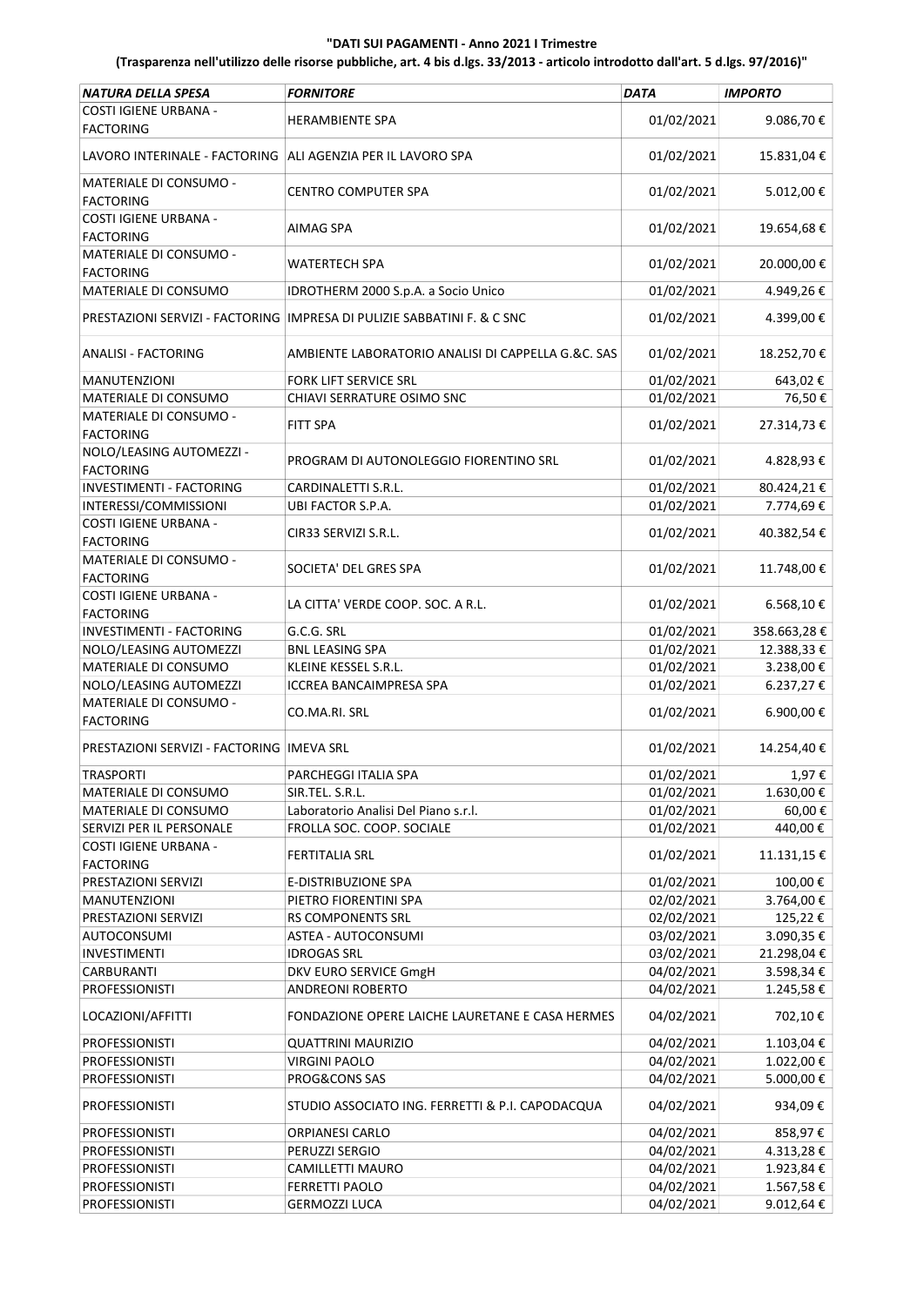**"DATI SUI PAGAMENTI - Anno 2021 I Trimestre**

**(Trasparenza nell'utilizzo delle risorse pubbliche, art. 4 bis d.lgs. 33/2013 - articolo introdotto dall'art. 5 d.lgs. 97/2016)"**

| *NATURA DELLA SPESA* | *FORNITORE* | *DATA* | *IMPORTO* |
|---|---|---|---|
| COSTI IGIENE URBANA - FACTORING | HERAMBIENTE SPA | 01/02/2021 | 9.086,70 € |
| LAVORO INTERINALE - FACTORING | ALI AGENZIA PER IL LAVORO SPA | 01/02/2021 | 15.831,04 € |
| MATERIALE DI CONSUMO - FACTORING | CENTRO COMPUTER SPA | 01/02/2021 | 5.012,00 € |
| COSTI IGIENE URBANA - FACTORING | AIMAG SPA | 01/02/2021 | 19.654,68 € |
| MATERIALE DI CONSUMO - FACTORING | WATERTECH SPA | 01/02/2021 | 20.000,00 € |
| MATERIALE DI CONSUMO | IDROTHERM 2000 S.p.A. a Socio Unico | 01/02/2021 | 4.949,26 € |
| PRESTAZIONI SERVIZI - FACTORING | IMPRESA DI PULIZIE SABBATINI F. & C SNC | 01/02/2021 | 4.399,00 € |
| ANALISI - FACTORING | AMBIENTE LABORATORIO ANALISI DI CAPPELLA G.&C. SAS | 01/02/2021 | 18.252,70 € |
| MANUTENZIONI | FORK LIFT SERVICE SRL | 01/02/2021 | 643,02 € |
| MATERIALE DI CONSUMO | CHIAVI SERRATURE OSIMO SNC | 01/02/2021 | 76,50 € |
| MATERIALE DI CONSUMO - FACTORING | FITT SPA | 01/02/2021 | 27.314,73 € |
| NOLO/LEASING AUTOMEZZI - FACTORING | PROGRAM DI AUTONOLEGGIO FIORENTINO SRL | 01/02/2021 | 4.828,93 € |
| INVESTIMENTI - FACTORING | CARDINALETTI S.R.L. | 01/02/2021 | 80.424,21 € |
| INTERESSI/COMMISSIONI | UBI FACTOR S.P.A. | 01/02/2021 | 7.774,69 € |
| COSTI IGIENE URBANA - FACTORING | CIR33 SERVIZI S.R.L. | 01/02/2021 | 40.382,54 € |
| MATERIALE DI CONSUMO - FACTORING | SOCIETA' DEL GRES SPA | 01/02/2021 | 11.748,00 € |
| COSTI IGIENE URBANA - FACTORING | LA CITTA' VERDE COOP. SOC. A R.L. | 01/02/2021 | 6.568,10 € |
| INVESTIMENTI - FACTORING | G.C.G. SRL | 01/02/2021 | 358.663,28 € |
| NOLO/LEASING AUTOMEZZI | BNL LEASING SPA | 01/02/2021 | 12.388,33 € |
| MATERIALE DI CONSUMO | KLEINE KESSEL S.R.L. | 01/02/2021 | 3.238,00 € |
| NOLO/LEASING AUTOMEZZI | ICCREA BANCAIMPRESA SPA | 01/02/2021 | 6.237,27 € |
| MATERIALE DI CONSUMO - FACTORING | CO.MA.RI. SRL | 01/02/2021 | 6.900,00 € |
| PRESTAZIONI SERVIZI - FACTORING | IMEVA SRL | 01/02/2021 | 14.254,40 € |
| TRASPORTI | PARCHEGGI ITALIA SPA | 01/02/2021 | 1,97 € |
| MATERIALE DI CONSUMO | SIR.TEL. S.R.L. | 01/02/2021 | 1.630,00 € |
| MATERIALE DI CONSUMO | Laboratorio Analisi Del Piano s.r.l. | 01/02/2021 | 60,00 € |
| SERVIZI PER IL PERSONALE | FROLLA SOC. COOP. SOCIALE | 01/02/2021 | 440,00 € |
| COSTI IGIENE URBANA - FACTORING | FERTITALIA SRL | 01/02/2021 | 11.131,15 € |
| PRESTAZIONI SERVIZI | E-DISTRIBUZIONE SPA | 01/02/2021 | 100,00 € |
| MANUTENZIONI | PIETRO FIORENTINI SPA | 02/02/2021 | 3.764,00 € |
| PRESTAZIONI SERVIZI | RS COMPONENTS SRL | 02/02/2021 | 125,22 € |
| AUTOCONSUMI | ASTEA - AUTOCONSUMI | 03/02/2021 | 3.090,35 € |
| INVESTIMENTI | IDROGAS SRL | 03/02/2021 | 21.298,04 € |
| CARBURANTI | DKV EURO SERVICE GmgH | 04/02/2021 | 3.598,34 € |
| PROFESSIONISTI | ANDREONI ROBERTO | 04/02/2021 | 1.245,58 € |
| LOCAZIONI/AFFITTI | FONDAZIONE OPERE LAICHE LAURETANE E CASA HERMES | 04/02/2021 | 702,10 € |
| PROFESSIONISTI | QUATTRINI MAURIZIO | 04/02/2021 | 1.103,04 € |
| PROFESSIONISTI | VIRGINI PAOLO | 04/02/2021 | 1.022,00 € |
| PROFESSIONISTI | PROG&CONS SAS | 04/02/2021 | 5.000,00 € |
| PROFESSIONISTI | STUDIO ASSOCIATO ING. FERRETTI & P.I. CAPODACQUA | 04/02/2021 | 934,09 € |
| PROFESSIONISTI | ORPIANESI CARLO | 04/02/2021 | 858,97 € |
| PROFESSIONISTI | PERUZZI SERGIO | 04/02/2021 | 4.313,28 € |
| PROFESSIONISTI | CAMILLETTI MAURO | 04/02/2021 | 1.923,84 € |
| PROFESSIONISTI | FERRETTI PAOLO | 04/02/2021 | 1.567,58 € |
| PROFESSIONISTI | GERMOZZI LUCA | 04/02/2021 | 9.012,64 € |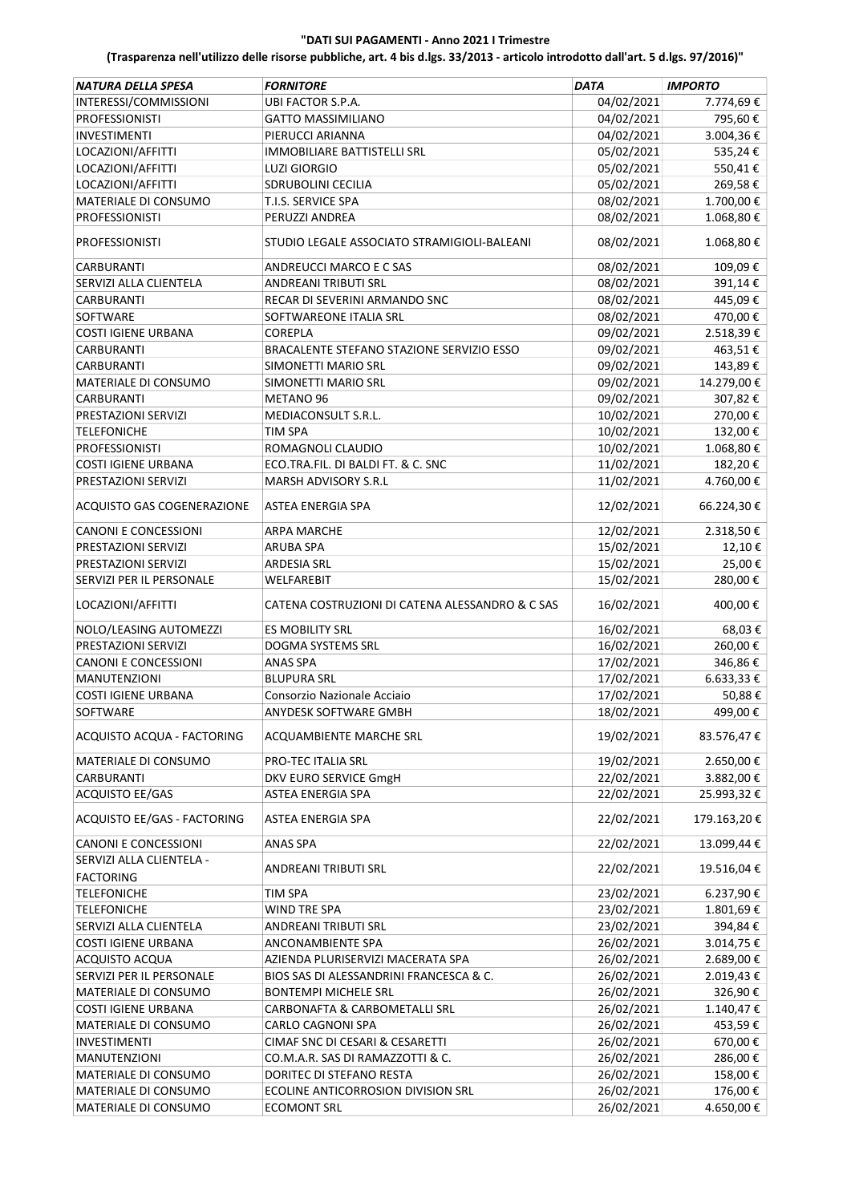**"DATI SUI PAGAMENTI - Anno 2021 I Trimestre**

**(Trasparenza nell'utilizzo delle risorse pubbliche, art. 4 bis d.lgs. 33/2013 - articolo introdotto dall'art. 5 d.lgs. 97/2016)"**

| *NATURA DELLA SPESA* | *FORNITORE* | *DATA* | *IMPORTO* |
|---|---|---|---|
| INTERESSI/COMMISSIONI | UBI FACTOR S.P.A. | 04/02/2021 | 7.774,69 € |
| PROFESSIONISTI | GATTO MASSIMILIANO | 04/02/2021 | 795,60 € |
| INVESTIMENTI | PIERUCCI ARIANNA | 04/02/2021 | 3.004,36 € |
| LOCAZIONI/AFFITTI | IMMOBILIARE BATTISTELLI SRL | 05/02/2021 | 535,24 € |
| LOCAZIONI/AFFITTI | LUZI GIORGIO | 05/02/2021 | 550,41 € |
| LOCAZIONI/AFFITTI | SDRUBOLINI CECILIA | 05/02/2021 | 269,58 € |
| MATERIALE DI CONSUMO | T.I.S. SERVICE SPA | 08/02/2021 | 1.700,00 € |
| PROFESSIONISTI | PERUZZI ANDREA | 08/02/2021 | 1.068,80 € |
| PROFESSIONISTI | STUDIO LEGALE ASSOCIATO STRAMIGIOLI-BALEANI | 08/02/2021 | 1.068,80 € |
| CARBURANTI | ANDREUCCI MARCO E C SAS | 08/02/2021 | 109,09 € |
| SERVIZI ALLA CLIENTELA | ANDREANI TRIBUTI SRL | 08/02/2021 | 391,14 € |
| CARBURANTI | RECAR DI SEVERINI ARMANDO SNC | 08/02/2021 | 445,09 € |
| SOFTWARE | SOFTWAREONE ITALIA SRL | 08/02/2021 | 470,00 € |
| COSTI IGIENE URBANA | COREPLA | 09/02/2021 | 2.518,39 € |
| CARBURANTI | BRACALENTE STEFANO STAZIONE SERVIZIO ESSO | 09/02/2021 | 463,51 € |
| CARBURANTI | SIMONETTI MARIO SRL | 09/02/2021 | 143,89 € |
| MATERIALE DI CONSUMO | SIMONETTI MARIO SRL | 09/02/2021 | 14.279,00 € |
| CARBURANTI | METANO 96 | 09/02/2021 | 307,82 € |
| PRESTAZIONI SERVIZI | MEDIACONSULT S.R.L. | 10/02/2021 | 270,00 € |
| TELEFONICHE | TIM SPA | 10/02/2021 | 132,00 € |
| PROFESSIONISTI | ROMAGNOLI CLAUDIO | 10/02/2021 | 1.068,80 € |
| COSTI IGIENE URBANA | ECO.TRA.FIL. DI BALDI FT. & C. SNC | 11/02/2021 | 182,20 € |
| PRESTAZIONI SERVIZI | MARSH ADVISORY S.R.L | 11/02/2021 | 4.760,00 € |
| ACQUISTO GAS COGENERAZIONE | ASTEA ENERGIA SPA | 12/02/2021 | 66.224,30 € |
| CANONI E CONCESSIONI | ARPA MARCHE | 12/02/2021 | 2.318,50 € |
| PRESTAZIONI SERVIZI | ARUBA SPA | 15/02/2021 | 12,10 € |
| PRESTAZIONI SERVIZI | ARDESIA SRL | 15/02/2021 | 25,00 € |
| SERVIZI PER IL PERSONALE | WELFAREBIT | 15/02/2021 | 280,00 € |
| LOCAZIONI/AFFITTI | CATENA COSTRUZIONI DI CATENA ALESSANDRO & C SAS | 16/02/2021 | 400,00 € |
| NOLO/LEASING AUTOMEZZI | ES MOBILITY SRL | 16/02/2021 | 68,03 € |
| PRESTAZIONI SERVIZI | DOGMA SYSTEMS SRL | 16/02/2021 | 260,00 € |
| CANONI E CONCESSIONI | ANAS SPA | 17/02/2021 | 346,86 € |
| MANUTENZIONI | BLUPURA SRL | 17/02/2021 | 6.633,33 € |
| COSTI IGIENE URBANA | Consorzio Nazionale Acciaio | 17/02/2021 | 50,88 € |
| SOFTWARE | ANYDESK SOFTWARE GMBH | 18/02/2021 | 499,00 € |
| ACQUISTO ACQUA - FACTORING | ACQUAMBIENTE MARCHE SRL | 19/02/2021 | 83.576,47 € |
| MATERIALE DI CONSUMO | PRO-TEC ITALIA SRL | 19/02/2021 | 2.650,00 € |
| CARBURANTI | DKV EURO SERVICE GmgH | 22/02/2021 | 3.882,00 € |
| ACQUISTO EE/GAS | ASTEA ENERGIA SPA | 22/02/2021 | 25.993,32 € |
| ACQUISTO EE/GAS - FACTORING | ASTEA ENERGIA SPA | 22/02/2021 | 179.163,20 € |
| CANONI E CONCESSIONI | ANAS SPA | 22/02/2021 | 13.099,44 € |
| SERVIZI ALLA CLIENTELA - FACTORING | ANDREANI TRIBUTI SRL | 22/02/2021 | 19.516,04 € |
| TELEFONICHE | TIM SPA | 23/02/2021 | 6.237,90 € |
| TELEFONICHE | WIND TRE SPA | 23/02/2021 | 1.801,69 € |
| SERVIZI ALLA CLIENTELA | ANDREANI TRIBUTI SRL | 23/02/2021 | 394,84 € |
| COSTI IGIENE URBANA | ANCONAMBIENTE SPA | 26/02/2021 | 3.014,75 € |
| ACQUISTO ACQUA | AZIENDA PLURISERVIZI MACERATA SPA | 26/02/2021 | 2.689,00 € |
| SERVIZI PER IL PERSONALE | BIOS SAS DI ALESSANDRINI FRANCESCA & C. | 26/02/2021 | 2.019,43 € |
| MATERIALE DI CONSUMO | BONTEMPI MICHELE SRL | 26/02/2021 | 326,90 € |
| COSTI IGIENE URBANA | CARBONAFTA & CARBOMETALLI SRL | 26/02/2021 | 1.140,47 € |
| MATERIALE DI CONSUMO | CARLO CAGNONI SPA | 26/02/2021 | 453,59 € |
| INVESTIMENTI | CIMAF SNC DI CESARI & CESARETTI | 26/02/2021 | 670,00 € |
| MANUTENZIONI | CO.M.A.R. SAS DI RAMAZZOTTI & C. | 26/02/2021 | 286,00 € |
| MATERIALE DI CONSUMO | DORITEC DI STEFANO RESTA | 26/02/2021 | 158,00 € |
| MATERIALE DI CONSUMO | ECOLINE ANTICORROSION DIVISION SRL | 26/02/2021 | 176,00 € |
| MATERIALE DI CONSUMO | ECOMONT SRL | 26/02/2021 | 4.650,00 € |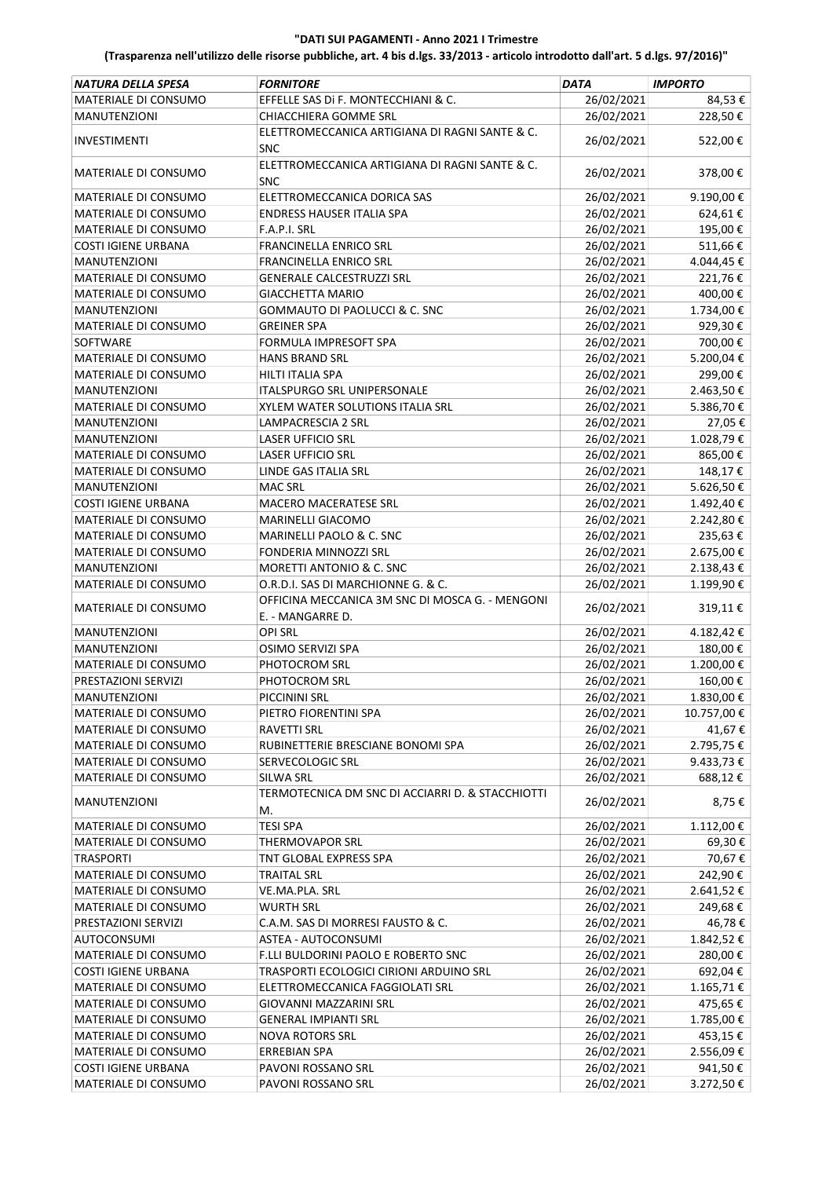**"DATI SUI PAGAMENTI - Anno 2021 I Trimestre**

**(Trasparenza nell'utilizzo delle risorse pubbliche, art. 4 bis d.lgs. 33/2013 - articolo introdotto dall'art. 5 d.lgs. 97/2016)"**

| *NATURA DELLA SPESA* | *FORNITORE* | *DATA* | *IMPORTO* |
|---|---|---|---|
| MATERIALE DI CONSUMO | EFFELLE SAS Di F. MONTECCHIANI & C. | 26/02/2021 | 84,53 € |
| MANUTENZIONI | CHIACCHIERA GOMME SRL | 26/02/2021 | 228,50 € |
| INVESTIMENTI | ELETTROMECCANICA ARTIGIANA DI RAGNI SANTE & C. SNC | 26/02/2021 | 522,00 € |
| MATERIALE DI CONSUMO | ELETTROMECCANICA ARTIGIANA DI RAGNI SANTE & C. SNC | 26/02/2021 | 378,00 € |
| MATERIALE DI CONSUMO | ELETTROMECCANICA DORICA SAS | 26/02/2021 | 9.190,00 € |
| MATERIALE DI CONSUMO | ENDRESS HAUSER ITALIA SPA | 26/02/2021 | 624,61 € |
| MATERIALE DI CONSUMO | F.A.P.I. SRL | 26/02/2021 | 195,00 € |
| COSTI IGIENE URBANA | FRANCINELLA ENRICO SRL | 26/02/2021 | 511,66 € |
| MANUTENZIONI | FRANCINELLA ENRICO SRL | 26/02/2021 | 4.044,45 € |
| MATERIALE DI CONSUMO | GENERALE CALCESTRUZZI SRL | 26/02/2021 | 221,76 € |
| MATERIALE DI CONSUMO | GIACCHETTA MARIO | 26/02/2021 | 400,00 € |
| MANUTENZIONI | GOMMAUTO DI PAOLUCCI & C. SNC | 26/02/2021 | 1.734,00 € |
| MATERIALE DI CONSUMO | GREINER SPA | 26/02/2021 | 929,30 € |
| SOFTWARE | FORMULA IMPRESOFT SPA | 26/02/2021 | 700,00 € |
| MATERIALE DI CONSUMO | HANS BRAND SRL | 26/02/2021 | 5.200,04 € |
| MATERIALE DI CONSUMO | HILTI ITALIA SPA | 26/02/2021 | 299,00 € |
| MANUTENZIONI | ITALSPURGO SRL UNIPERSONALE | 26/02/2021 | 2.463,50 € |
| MATERIALE DI CONSUMO | XYLEM WATER SOLUTIONS ITALIA SRL | 26/02/2021 | 5.386,70 € |
| MANUTENZIONI | LAMPACRESCIA 2 SRL | 26/02/2021 | 27,05 € |
| MANUTENZIONI | LASER UFFICIO SRL | 26/02/2021 | 1.028,79 € |
| MATERIALE DI CONSUMO | LASER UFFICIO SRL | 26/02/2021 | 865,00 € |
| MATERIALE DI CONSUMO | LINDE GAS ITALIA SRL | 26/02/2021 | 148,17 € |
| MANUTENZIONI | MAC SRL | 26/02/2021 | 5.626,50 € |
| COSTI IGIENE URBANA | MACERO MACERATESE SRL | 26/02/2021 | 1.492,40 € |
| MATERIALE DI CONSUMO | MARINELLI GIACOMO | 26/02/2021 | 2.242,80 € |
| MATERIALE DI CONSUMO | MARINELLI PAOLO & C. SNC | 26/02/2021 | 235,63 € |
| MATERIALE DI CONSUMO | FONDERIA MINNOZZI SRL | 26/02/2021 | 2.675,00 € |
| MANUTENZIONI | MORETTI ANTONIO & C. SNC | 26/02/2021 | 2.138,43 € |
| MATERIALE DI CONSUMO | O.R.D.I. SAS DI MARCHIONNE G. & C. | 26/02/2021 | 1.199,90 € |
| MATERIALE DI CONSUMO | OFFICINA MECCANICA 3M SNC DI MOSCA G. - MENGONI E. - MANGARRE D. | 26/02/2021 | 319,11 € |
| MANUTENZIONI | OPI SRL | 26/02/2021 | 4.182,42 € |
| MANUTENZIONI | OSIMO SERVIZI SPA | 26/02/2021 | 180,00 € |
| MATERIALE DI CONSUMO | PHOTOCROM SRL | 26/02/2021 | 1.200,00 € |
| PRESTAZIONI SERVIZI | PHOTOCROM SRL | 26/02/2021 | 160,00 € |
| MANUTENZIONI | PICCININI SRL | 26/02/2021 | 1.830,00 € |
| MATERIALE DI CONSUMO | PIETRO FIORENTINI SPA | 26/02/2021 | 10.757,00 € |
| MATERIALE DI CONSUMO | RAVETTI SRL | 26/02/2021 | 41,67 € |
| MATERIALE DI CONSUMO | RUBINETTERIE BRESCIANE BONOMI SPA | 26/02/2021 | 2.795,75 € |
| MATERIALE DI CONSUMO | SERVECOLOGIC SRL | 26/02/2021 | 9.433,73 € |
| MATERIALE DI CONSUMO | SILWA SRL | 26/02/2021 | 688,12 € |
| MANUTENZIONI | TERMOTECNICA DM SNC DI ACCIARRI D. & STACCHIOTTI M. | 26/02/2021 | 8,75 € |
| MATERIALE DI CONSUMO | TESI SPA | 26/02/2021 | 1.112,00 € |
| MATERIALE DI CONSUMO | THERMOVAPOR SRL | 26/02/2021 | 69,30 € |
| TRASPORTI | TNT GLOBAL EXPRESS SPA | 26/02/2021 | 70,67 € |
| MATERIALE DI CONSUMO | TRAITAL SRL | 26/02/2021 | 242,90 € |
| MATERIALE DI CONSUMO | VE.MA.PLA. SRL | 26/02/2021 | 2.641,52 € |
| MATERIALE DI CONSUMO | WURTH SRL | 26/02/2021 | 249,68 € |
| PRESTAZIONI SERVIZI | C.A.M. SAS DI MORRESI FAUSTO & C. | 26/02/2021 | 46,78 € |
| AUTOCONSUMI | ASTEA - AUTOCONSUMI | 26/02/2021 | 1.842,52 € |
| MATERIALE DI CONSUMO | F.LLI BULDORINI PAOLO E ROBERTO SNC | 26/02/2021 | 280,00 € |
| COSTI IGIENE URBANA | TRASPORTI ECOLOGICI CIRIONI ARDUINO SRL | 26/02/2021 | 692,04 € |
| MATERIALE DI CONSUMO | ELETTROMECCANICA FAGGIOLATI SRL | 26/02/2021 | 1.165,71 € |
| MATERIALE DI CONSUMO | GIOVANNI MAZZARINI SRL | 26/02/2021 | 475,65 € |
| MATERIALE DI CONSUMO | GENERAL IMPIANTI SRL | 26/02/2021 | 1.785,00 € |
| MATERIALE DI CONSUMO | NOVA ROTORS SRL | 26/02/2021 | 453,15 € |
| MATERIALE DI CONSUMO | ERREBIAN SPA | 26/02/2021 | 2.556,09 € |
| COSTI IGIENE URBANA | PAVONI ROSSANO SRL | 26/02/2021 | 941,50 € |
| MATERIALE DI CONSUMO | PAVONI ROSSANO SRL | 26/02/2021 | 3.272,50 € |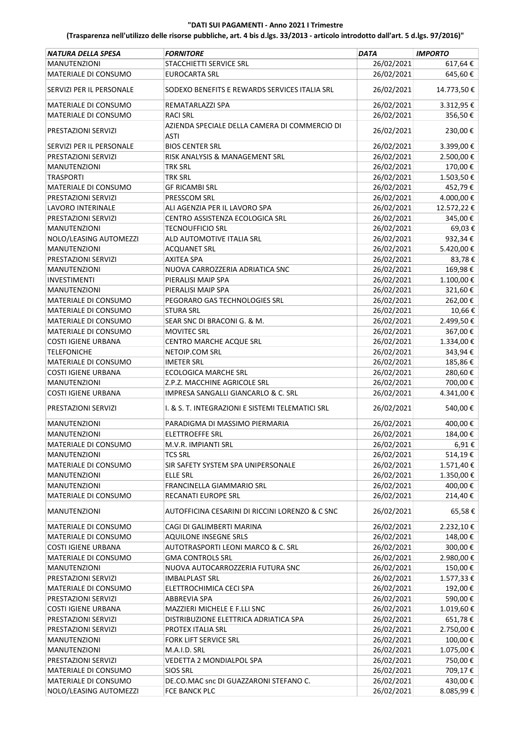**"DATI SUI PAGAMENTI - Anno 2021 I Trimestre**

**(Trasparenza nell'utilizzo delle risorse pubbliche, art. 4 bis d.lgs. 33/2013 - articolo introdotto dall'art. 5 d.lgs. 97/2016)"**

| *NATURA DELLA SPESA* | *FORNITORE* | *DATA* | *IMPORTO* |
|---|---|---|---|
| MANUTENZIONI | STACCHIETTI SERVICE SRL | 26/02/2021 | 617,64 € |
| MATERIALE DI CONSUMO | EUROCARTA SRL | 26/02/2021 | 645,60 € |
| SERVIZI PER IL PERSONALE | SODEXO BENEFITS E REWARDS SERVICES ITALIA SRL | 26/02/2021 | 14.773,50 € |
| MATERIALE DI CONSUMO | REMATARLAZZI SPA | 26/02/2021 | 3.312,95 € |
| MATERIALE DI CONSUMO | RACI SRL | 26/02/2021 | 356,50 € |
| PRESTAZIONI SERVIZI | AZIENDA SPECIALE DELLA CAMERA DI COMMERCIO DI ASTI | 26/02/2021 | 230,00 € |
| SERVIZI PER IL PERSONALE | BIOS CENTER SRL | 26/02/2021 | 3.399,00 € |
| PRESTAZIONI SERVIZI | RISK ANALYSIS & MANAGEMENT SRL | 26/02/2021 | 2.500,00 € |
| MANUTENZIONI | TRK SRL | 26/02/2021 | 170,00 € |
| TRASPORTI | TRK SRL | 26/02/2021 | 1.503,50 € |
| MATERIALE DI CONSUMO | GF RICAMBI SRL | 26/02/2021 | 452,79 € |
| PRESTAZIONI SERVIZI | PRESSCOM SRL | 26/02/2021 | 4.000,00 € |
| LAVORO INTERINALE | ALI AGENZIA PER IL LAVORO SPA | 26/02/2021 | 12.572,22 € |
| PRESTAZIONI SERVIZI | CENTRO ASSISTENZA ECOLOGICA SRL | 26/02/2021 | 345,00 € |
| MANUTENZIONI | TECNOUFFICIO SRL | 26/02/2021 | 69,03 € |
| NOLO/LEASING AUTOMEZZI | ALD AUTOMOTIVE ITALIA SRL | 26/02/2021 | 932,34 € |
| MANUTENZIONI | ACQUANET SRL | 26/02/2021 | 5.420,00 € |
| PRESTAZIONI SERVIZI | AXITEA SPA | 26/02/2021 | 83,78 € |
| MANUTENZIONI | NUOVA CARROZZERIA ADRIATICA SNC | 26/02/2021 | 169,98 € |
| INVESTIMENTI | PIERALISI MAIP SPA | 26/02/2021 | 1.100,00 € |
| MANUTENZIONI | PIERALISI MAIP SPA | 26/02/2021 | 321,60 € |
| MATERIALE DI CONSUMO | PEGORARO GAS TECHNOLOGIES SRL | 26/02/2021 | 262,00 € |
| MATERIALE DI CONSUMO | STURA SRL | 26/02/2021 | 10,66 € |
| MATERIALE DI CONSUMO | SEAR SNC DI BRACONI G. & M. | 26/02/2021 | 2.499,50 € |
| MATERIALE DI CONSUMO | MOVITEC SRL | 26/02/2021 | 367,00 € |
| COSTI IGIENE URBANA | CENTRO MARCHE ACQUE SRL | 26/02/2021 | 1.334,00 € |
| TELEFONICHE | NETOIP.COM SRL | 26/02/2021 | 343,94 € |
| MATERIALE DI CONSUMO | IMETER SRL | 26/02/2021 | 185,86 € |
| COSTI IGIENE URBANA | ECOLOGICA MARCHE SRL | 26/02/2021 | 280,60 € |
| MANUTENZIONI | Z.P.Z. MACCHINE AGRICOLE SRL | 26/02/2021 | 700,00 € |
| COSTI IGIENE URBANA | IMPRESA SANGALLI GIANCARLO & C. SRL | 26/02/2021 | 4.341,00 € |
| PRESTAZIONI SERVIZI | I. & S. T. INTEGRAZIONI E SISTEMI TELEMATICI SRL | 26/02/2021 | 540,00 € |
| MANUTENZIONI | PARADIGMA DI MASSIMO PIERMARIA | 26/02/2021 | 400,00 € |
| MANUTENZIONI | ELETTROEFFE SRL | 26/02/2021 | 184,00 € |
| MATERIALE DI CONSUMO | M.V.R. IMPIANTI SRL | 26/02/2021 | 6,91 € |
| MANUTENZIONI | TCS SRL | 26/02/2021 | 514,19 € |
| MATERIALE DI CONSUMO | SIR SAFETY SYSTEM SPA UNIPERSONALE | 26/02/2021 | 1.571,40 € |
| MANUTENZIONI | ELLE SRL | 26/02/2021 | 1.350,00 € |
| MANUTENZIONI | FRANCINELLA GIAMMARIO SRL | 26/02/2021 | 400,00 € |
| MATERIALE DI CONSUMO | RECANATI EUROPE SRL | 26/02/2021 | 214,40 € |
| MANUTENZIONI | AUTOFFICINA CESARINI DI RICCINI LORENZO & C SNC | 26/02/2021 | 65,58 € |
| MATERIALE DI CONSUMO | CAGI DI GALIMBERTI MARINA | 26/02/2021 | 2.232,10 € |
| MATERIALE DI CONSUMO | AQUILONE INSEGNE SRLS | 26/02/2021 | 148,00 € |
| COSTI IGIENE URBANA | AUTOTRASPORTI LEONI MARCO & C. SRL | 26/02/2021 | 300,00 € |
| MATERIALE DI CONSUMO | GMA CONTROLS SRL | 26/02/2021 | 2.980,00 € |
| MANUTENZIONI | NUOVA AUTOCARROZZERIA FUTURA SNC | 26/02/2021 | 150,00 € |
| PRESTAZIONI SERVIZI | IMBALPLAST SRL | 26/02/2021 | 1.577,33 € |
| MATERIALE DI CONSUMO | ELETTROCHIMICA CECI SPA | 26/02/2021 | 192,00 € |
| PRESTAZIONI SERVIZI | ABBREVIA SPA | 26/02/2021 | 590,00 € |
| COSTI IGIENE URBANA | MAZZIERI MICHELE E F.LLI SNC | 26/02/2021 | 1.019,60 € |
| PRESTAZIONI SERVIZI | DISTRIBUZIONE ELETTRICA ADRIATICA SPA | 26/02/2021 | 651,78 € |
| PRESTAZIONI SERVIZI | PROTEX ITALIA SRL | 26/02/2021 | 2.750,00 € |
| MANUTENZIONI | FORK LIFT SERVICE SRL | 26/02/2021 | 100,00 € |
| MANUTENZIONI | M.A.I.D. SRL | 26/02/2021 | 1.075,00 € |
| PRESTAZIONI SERVIZI | VEDETTA 2 MONDIALPOL SPA | 26/02/2021 | 750,00 € |
| MATERIALE DI CONSUMO | SIOS SRL | 26/02/2021 | 709,17 € |
| MATERIALE DI CONSUMO | DE.CO.MAC snc DI GUAZZARONI STEFANO C. | 26/02/2021 | 430,00 € |
| NOLO/LEASING AUTOMEZZI | FCE BANCK PLC | 26/02/2021 | 8.085,99 € |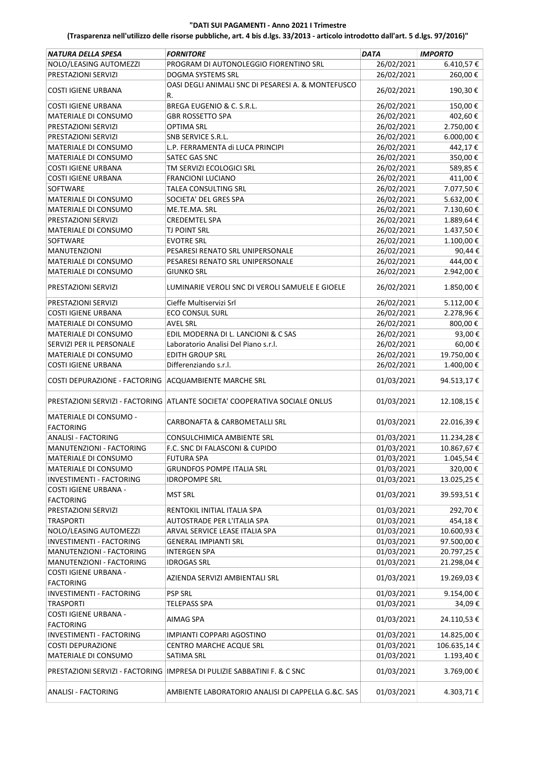**"DATI SUI PAGAMENTI - Anno 2021 I Trimestre**

**(Trasparenza nell'utilizzo delle risorse pubbliche, art. 4 bis d.lgs. 33/2013 - articolo introdotto dall'art. 5 d.lgs. 97/2016)"**

| *NATURA DELLA SPESA* | *FORNITORE* | *DATA* | *IMPORTO* |
|---|---|---|---|
| NOLO/LEASING AUTOMEZZI | PROGRAM DI AUTONOLEGGIO FIORENTINO SRL | 26/02/2021 | 6.410,57 € |
| PRESTAZIONI SERVIZI | DOGMA SYSTEMS SRL | 26/02/2021 | 260,00 € |
| COSTI IGIENE URBANA | OASI DEGLI ANIMALI SNC DI PESARESI A. & MONTEFUSCO R. | 26/02/2021 | 190,30 € |
| COSTI IGIENE URBANA | BREGA EUGENIO & C. S.R.L. | 26/02/2021 | 150,00 € |
| MATERIALE DI CONSUMO | GBR ROSSETTO SPA | 26/02/2021 | 402,60 € |
| PRESTAZIONI SERVIZI | OPTIMA SRL | 26/02/2021 | 2.750,00 € |
| PRESTAZIONI SERVIZI | SNB SERVICE S.R.L. | 26/02/2021 | 6.000,00 € |
| MATERIALE DI CONSUMO | L.P. FERRAMENTA di LUCA PRINCIPI | 26/02/2021 | 442,17 € |
| MATERIALE DI CONSUMO | SATEC GAS SNC | 26/02/2021 | 350,00 € |
| COSTI IGIENE URBANA | TM SERVIZI ECOLOGICI SRL | 26/02/2021 | 589,85 € |
| COSTI IGIENE URBANA | FRANCIONI LUCIANO | 26/02/2021 | 411,00 € |
| SOFTWARE | TALEA CONSULTING SRL | 26/02/2021 | 7.077,50 € |
| MATERIALE DI CONSUMO | SOCIETA' DEL GRES SPA | 26/02/2021 | 5.632,00 € |
| MATERIALE DI CONSUMO | ME.TE.MA. SRL | 26/02/2021 | 7.130,60 € |
| PRESTAZIONI SERVIZI | CREDEMTEL SPA | 26/02/2021 | 1.889,64 € |
| MATERIALE DI CONSUMO | TJ POINT SRL | 26/02/2021 | 1.437,50 € |
| SOFTWARE | EVOTRE SRL | 26/02/2021 | 1.100,00 € |
| MANUTENZIONI | PESARESI RENATO SRL UNIPERSONALE | 26/02/2021 | 90,44 € |
| MATERIALE DI CONSUMO | PESARESI RENATO SRL UNIPERSONALE | 26/02/2021 | 444,00 € |
| MATERIALE DI CONSUMO | GIUNKO SRL | 26/02/2021 | 2.942,00 € |
| PRESTAZIONI SERVIZI | LUMINARIE VEROLI SNC DI VEROLI SAMUELE E GIOELE | 26/02/2021 | 1.850,00 € |
| PRESTAZIONI SERVIZI | Cieffe Multiservizi Srl | 26/02/2021 | 5.112,00 € |
| COSTI IGIENE URBANA | ECO CONSUL SURL | 26/02/2021 | 2.278,96 € |
| MATERIALE DI CONSUMO | AVEL SRL | 26/02/2021 | 800,00 € |
| MATERIALE DI CONSUMO | EDIL MODERNA DI L. LANCIONI & C SAS | 26/02/2021 | 93,00 € |
| SERVIZI PER IL PERSONALE | Laboratorio Analisi Del Piano s.r.l. | 26/02/2021 | 60,00 € |
| MATERIALE DI CONSUMO | EDITH GROUP SRL | 26/02/2021 | 19.750,00 € |
| COSTI IGIENE URBANA | Differenziando s.r.l. | 26/02/2021 | 1.400,00 € |
| COSTI DEPURAZIONE - FACTORING | ACQUAMBIENTE MARCHE SRL | 01/03/2021 | 94.513,17 € |
| PRESTAZIONI SERVIZI - FACTORING | ATLANTE SOCIETA' COOPERATIVA SOCIALE ONLUS | 01/03/2021 | 12.108,15 € |
| MATERIALE DI CONSUMO - FACTORING | CARBONAFTA & CARBOMETALLI SRL | 01/03/2021 | 22.016,39 € |
| ANALISI - FACTORING | CONSULCHIMICA AMBIENTE SRL | 01/03/2021 | 11.234,28 € |
| MANUTENZIONI - FACTORING | F.C. SNC DI FALASCONI & CUPIDO | 01/03/2021 | 10.867,67 € |
| MATERIALE DI CONSUMO | FUTURA SPA | 01/03/2021 | 1.045,54 € |
| MATERIALE DI CONSUMO | GRUNDFOS POMPE ITALIA SRL | 01/03/2021 | 320,00 € |
| INVESTIMENTI - FACTORING | IDROPOMPE SRL | 01/03/2021 | 13.025,25 € |
| COSTI IGIENE URBANA - FACTORING | MST SRL | 01/03/2021 | 39.593,51 € |
| PRESTAZIONI SERVIZI | RENTOKIL INITIAL ITALIA SPA | 01/03/2021 | 292,70 € |
| TRASPORTI | AUTOSTRADE PER L'ITALIA SPA | 01/03/2021 | 454,18 € |
| NOLO/LEASING AUTOMEZZI | ARVAL SERVICE LEASE ITALIA SPA | 01/03/2021 | 10.600,93 € |
| INVESTIMENTI - FACTORING | GENERAL IMPIANTI SRL | 01/03/2021 | 97.500,00 € |
| MANUTENZIONI - FACTORING | INTERGEN SPA | 01/03/2021 | 20.797,25 € |
| MANUTENZIONI - FACTORING | IDROGAS SRL | 01/03/2021 | 21.298,04 € |
| COSTI IGIENE URBANA - FACTORING | AZIENDA SERVIZI AMBIENTALI SRL | 01/03/2021 | 19.269,03 € |
| INVESTIMENTI - FACTORING | PSP SRL | 01/03/2021 | 9.154,00 € |
| TRASPORTI | TELEPASS SPA | 01/03/2021 | 34,09 € |
| COSTI IGIENE URBANA - FACTORING | AIMAG SPA | 01/03/2021 | 24.110,53 € |
| INVESTIMENTI - FACTORING | IMPIANTI COPPARI AGOSTINO | 01/03/2021 | 14.825,00 € |
| COSTI DEPURAZIONE | CENTRO MARCHE ACQUE SRL | 01/03/2021 | 106.635,14 € |
| MATERIALE DI CONSUMO | SATIMA SRL | 01/03/2021 | 1.193,40 € |
| PRESTAZIONI SERVIZI - FACTORING | IMPRESA DI PULIZIE SABBATINI F. & C SNC | 01/03/2021 | 3.769,00 € |
| ANALISI - FACTORING | AMBIENTE LABORATORIO ANALISI DI CAPPELLA G.&C. SAS | 01/03/2021 | 4.303,71 € |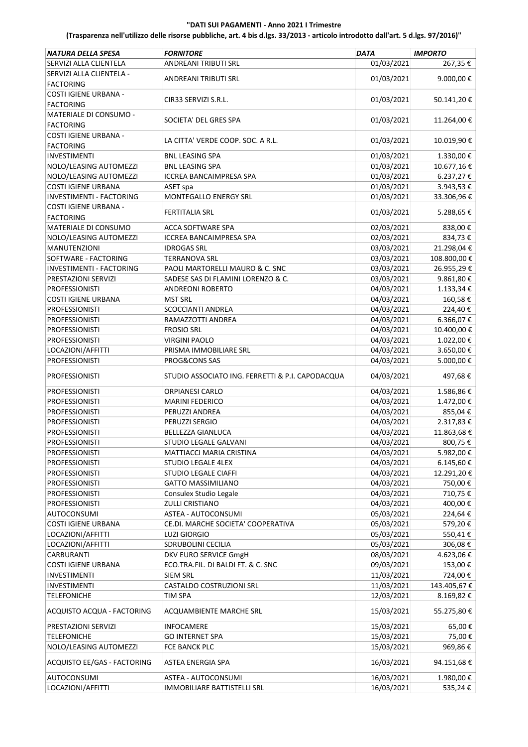**"DATI SUI PAGAMENTI - Anno 2021 I Trimestre**

**(Trasparenza nell'utilizzo delle risorse pubbliche, art. 4 bis d.lgs. 33/2013 - articolo introdotto dall'art. 5 d.lgs. 97/2016)"**

| *NATURA DELLA SPESA* | *FORNITORE* | *DATA* | *IMPORTO* |
|---|---|---|---|
| SERVIZI ALLA CLIENTELA | ANDREANI TRIBUTI SRL | 01/03/2021 | 267,35 € |
| SERVIZI ALLA CLIENTELA - FACTORING | ANDREANI TRIBUTI SRL | 01/03/2021 | 9.000,00 € |
| COSTI IGIENE URBANA - FACTORING | CIR33 SERVIZI S.R.L. | 01/03/2021 | 50.141,20 € |
| MATERIALE DI CONSUMO - FACTORING | SOCIETA' DEL GRES SPA | 01/03/2021 | 11.264,00 € |
| COSTI IGIENE URBANA - FACTORING | LA CITTA' VERDE COOP. SOC. A R.L. | 01/03/2021 | 10.019,90 € |
| INVESTIMENTI | BNL LEASING SPA | 01/03/2021 | 1.330,00 € |
| NOLO/LEASING AUTOMEZZI | BNL LEASING SPA | 01/03/2021 | 10.677,16 € |
| NOLO/LEASING AUTOMEZZI | ICCREA BANCAIMPRESA SPA | 01/03/2021 | 6.237,27 € |
| COSTI IGIENE URBANA | ASET spa | 01/03/2021 | 3.943,53 € |
| INVESTIMENTI - FACTORING | MONTEGALLO ENERGY SRL | 01/03/2021 | 33.306,96 € |
| COSTI IGIENE URBANA - FACTORING | FERTITALIA SRL | 01/03/2021 | 5.288,65 € |
| MATERIALE DI CONSUMO | ACCA SOFTWARE SPA | 02/03/2021 | 838,00 € |
| NOLO/LEASING AUTOMEZZI | ICCREA BANCAIMPRESA SPA | 02/03/2021 | 834,73 € |
| MANUTENZIONI | IDROGAS SRL | 03/03/2021 | 21.298,04 € |
| SOFTWARE - FACTORING | TERRANOVA SRL | 03/03/2021 | 108.800,00 € |
| INVESTIMENTI - FACTORING | PAOLI MARTORELLI MAURO & C. SNC | 03/03/2021 | 26.955,29 € |
| PRESTAZIONI SERVIZI | SADESE SAS DI FLAMINI LORENZO & C. | 03/03/2021 | 9.861,80 € |
| PROFESSIONISTI | ANDREONI ROBERTO | 04/03/2021 | 1.133,34 € |
| COSTI IGIENE URBANA | MST SRL | 04/03/2021 | 160,58 € |
| PROFESSIONISTI | SCOCCIANTI ANDREA | 04/03/2021 | 224,40 € |
| PROFESSIONISTI | RAMAZZOTTI ANDREA | 04/03/2021 | 6.366,07 € |
| PROFESSIONISTI | FROSIO SRL | 04/03/2021 | 10.400,00 € |
| PROFESSIONISTI | VIRGINI PAOLO | 04/03/2021 | 1.022,00 € |
| LOCAZIONI/AFFITTI | PRISMA IMMOBILIARE SRL | 04/03/2021 | 3.650,00 € |
| PROFESSIONISTI | PROG&CONS SAS | 04/03/2021 | 5.000,00 € |
| PROFESSIONISTI | STUDIO ASSOCIATO ING. FERRETTI & P.I. CAPODACQUA | 04/03/2021 | 497,68 € |
| PROFESSIONISTI | ORPIANESI CARLO | 04/03/2021 | 1.586,86 € |
| PROFESSIONISTI | MARINI FEDERICO | 04/03/2021 | 1.472,00 € |
| PROFESSIONISTI | PERUZZI ANDREA | 04/03/2021 | 855,04 € |
| PROFESSIONISTI | PERUZZI SERGIO | 04/03/2021 | 2.317,83 € |
| PROFESSIONISTI | BELLEZZA GIANLUCA | 04/03/2021 | 11.863,68 € |
| PROFESSIONISTI | STUDIO LEGALE GALVANI | 04/03/2021 | 800,75 € |
| PROFESSIONISTI | MATTIACCI MARIA CRISTINA | 04/03/2021 | 5.982,00 € |
| PROFESSIONISTI | STUDIO LEGALE 4LEX | 04/03/2021 | 6.145,60 € |
| PROFESSIONISTI | STUDIO LEGALE CIAFFI | 04/03/2021 | 12.291,20 € |
| PROFESSIONISTI | GATTO MASSIMILIANO | 04/03/2021 | 750,00 € |
| PROFESSIONISTI | Consulex Studio Legale | 04/03/2021 | 710,75 € |
| PROFESSIONISTI | ZULLI CRISTIANO | 04/03/2021 | 400,00 € |
| AUTOCONSUMI | ASTEA - AUTOCONSUMI | 05/03/2021 | 224,64 € |
| COSTI IGIENE URBANA | CE.DI. MARCHE SOCIETA' COOPERATIVA | 05/03/2021 | 579,20 € |
| LOCAZIONI/AFFITTI | LUZI GIORGIO | 05/03/2021 | 550,41 € |
| LOCAZIONI/AFFITTI | SDRUBOLINI CECILIA | 05/03/2021 | 306,08 € |
| CARBURANTI | DKV EURO SERVICE GmgH | 08/03/2021 | 4.623,06 € |
| COSTI IGIENE URBANA | ECO.TRA.FIL. DI BALDI FT. & C. SNC | 09/03/2021 | 153,00 € |
| INVESTIMENTI | SIEM SRL | 11/03/2021 | 724,00 € |
| INVESTIMENTI | CASTALDO COSTRUZIONI SRL | 11/03/2021 | 143.405,67 € |
| TELEFONICHE | TIM SPA | 12/03/2021 | 8.169,82 € |
| ACQUISTO ACQUA - FACTORING | ACQUAMBIENTE MARCHE SRL | 15/03/2021 | 55.275,80 € |
| PRESTAZIONI SERVIZI | INFOCAMERE | 15/03/2021 | 65,00 € |
| TELEFONICHE | GO INTERNET SPA | 15/03/2021 | 75,00 € |
| NOLO/LEASING AUTOMEZZI | FCE BANCK PLC | 15/03/2021 | 969,86 € |
| ACQUISTO EE/GAS - FACTORING | ASTEA ENERGIA SPA | 16/03/2021 | 94.151,68 € |
| AUTOCONSUMI | ASTEA - AUTOCONSUMI | 16/03/2021 | 1.980,00 € |
| LOCAZIONI/AFFITTI | IMMOBILIARE BATTISTELLI SRL | 16/03/2021 | 535,24 € |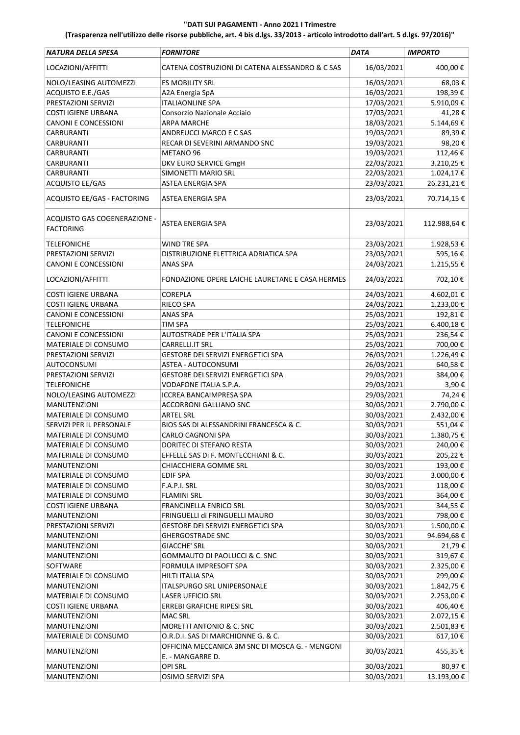**"DATI SUI PAGAMENTI - Anno 2021 I Trimestre**

**(Trasparenza nell'utilizzo delle risorse pubbliche, art. 4 bis d.lgs. 33/2013 - articolo introdotto dall'art. 5 d.lgs. 97/2016)"**

| *NATURA DELLA SPESA* | *FORNITORE* | *DATA* | *IMPORTO* |
|---|---|---|---|
| LOCAZIONI/AFFITTI | CATENA COSTRUZIONI DI CATENA ALESSANDRO & C SAS | 16/03/2021 | 400,00 € |
| NOLO/LEASING AUTOMEZZI | ES MOBILITY SRL | 16/03/2021 | 68,03 € |
| ACQUISTO E.E./GAS | A2A Energia SpA | 16/03/2021 | 198,39 € |
| PRESTAZIONI SERVIZI | ITALIAONLINE SPA | 17/03/2021 | 5.910,09 € |
| COSTI IGIENE URBANA | Consorzio Nazionale Acciaio | 17/03/2021 | 41,28 € |
| CANONI E CONCESSIONI | ARPA MARCHE | 18/03/2021 | 5.144,69 € |
| CARBURANTI | ANDREUCCI MARCO E C SAS | 19/03/2021 | 89,39 € |
| CARBURANTI | RECAR DI SEVERINI ARMANDO SNC | 19/03/2021 | 98,20 € |
| CARBURANTI | METANO 96 | 19/03/2021 | 112,46 € |
| CARBURANTI | DKV EURO SERVICE GmgH | 22/03/2021 | 3.210,25 € |
| CARBURANTI | SIMONETTI MARIO SRL | 22/03/2021 | 1.024,17 € |
| ACQUISTO EE/GAS | ASTEA ENERGIA SPA | 23/03/2021 | 26.231,21 € |
| ACQUISTO EE/GAS - FACTORING | ASTEA ENERGIA SPA | 23/03/2021 | 70.714,15 € |
| ACQUISTO GAS COGENERAZIONE - FACTORING | ASTEA ENERGIA SPA | 23/03/2021 | 112.988,64 € |
| TELEFONICHE | WIND TRE SPA | 23/03/2021 | 1.928,53 € |
| PRESTAZIONI SERVIZI | DISTRIBUZIONE ELETTRICA ADRIATICA SPA | 23/03/2021 | 595,16 € |
| CANONI E CONCESSIONI | ANAS SPA | 24/03/2021 | 1.215,55 € |
| LOCAZIONI/AFFITTI | FONDAZIONE OPERE LAICHE LAURETANE E CASA HERMES | 24/03/2021 | 702,10 € |
| COSTI IGIENE URBANA | COREPLA | 24/03/2021 | 4.602,01 € |
| COSTI IGIENE URBANA | RIECO SPA | 24/03/2021 | 1.233,00 € |
| CANONI E CONCESSIONI | ANAS SPA | 25/03/2021 | 192,81 € |
| TELEFONICHE | TIM SPA | 25/03/2021 | 6.400,18 € |
| CANONI E CONCESSIONI | AUTOSTRADE PER L'ITALIA SPA | 25/03/2021 | 236,54 € |
| MATERIALE DI CONSUMO | CARRELLI.IT SRL | 25/03/2021 | 700,00 € |
| PRESTAZIONI SERVIZI | GESTORE DEI SERVIZI ENERGETICI SPA | 26/03/2021 | 1.226,49 € |
| AUTOCONSUMI | ASTEA - AUTOCONSUMI | 26/03/2021 | 640,58 € |
| PRESTAZIONI SERVIZI | GESTORE DEI SERVIZI ENERGETICI SPA | 29/03/2021 | 384,00 € |
| TELEFONICHE | VODAFONE ITALIA S.P.A. | 29/03/2021 | 3,90 € |
| NOLO/LEASING AUTOMEZZI | ICCREA BANCAIMPRESA SPA | 29/03/2021 | 74,24 € |
| MANUTENZIONI | ACCORRONI GALLIANO SNC | 30/03/2021 | 2.790,00 € |
| MATERIALE DI CONSUMO | ARTEL SRL | 30/03/2021 | 2.432,00 € |
| SERVIZI PER IL PERSONALE | BIOS SAS DI ALESSANDRINI FRANCESCA & C. | 30/03/2021 | 551,04 € |
| MATERIALE DI CONSUMO | CARLO CAGNONI SPA | 30/03/2021 | 1.380,75 € |
| MATERIALE DI CONSUMO | DORITEC DI STEFANO RESTA | 30/03/2021 | 240,00 € |
| MATERIALE DI CONSUMO | EFFELLE SAS Di F. MONTECCHIANI & C. | 30/03/2021 | 205,22 € |
| MANUTENZIONI | CHIACCHIERA GOMME SRL | 30/03/2021 | 193,00 € |
| MATERIALE DI CONSUMO | EDIF SPA | 30/03/2021 | 3.000,00 € |
| MATERIALE DI CONSUMO | F.A.P.I. SRL | 30/03/2021 | 118,00 € |
| MATERIALE DI CONSUMO | FLAMINI SRL | 30/03/2021 | 364,00 € |
| COSTI IGIENE URBANA | FRANCINELLA ENRICO SRL | 30/03/2021 | 344,55 € |
| MANUTENZIONI | FRINGUELLI di FRINGUELLI MAURO | 30/03/2021 | 798,00 € |
| PRESTAZIONI SERVIZI | GESTORE DEI SERVIZI ENERGETICI SPA | 30/03/2021 | 1.500,00 € |
| MANUTENZIONI | GHERGOSTRADE SNC | 30/03/2021 | 94.694,68 € |
| MANUTENZIONI | GIACCHE' SRL | 30/03/2021 | 21,79 € |
| MANUTENZIONI | GOMMAUTO DI PAOLUCCI & C. SNC | 30/03/2021 | 319,67 € |
| SOFTWARE | FORMULA IMPRESOFT SPA | 30/03/2021 | 2.325,00 € |
| MATERIALE DI CONSUMO | HILTI ITALIA SPA | 30/03/2021 | 299,00 € |
| MANUTENZIONI | ITALSPURGO SRL UNIPERSONALE | 30/03/2021 | 1.842,75 € |
| MATERIALE DI CONSUMO | LASER UFFICIO SRL | 30/03/2021 | 2.253,00 € |
| COSTI IGIENE URBANA | ERREBI GRAFICHE RIPESI SRL | 30/03/2021 | 406,40 € |
| MANUTENZIONI | MAC SRL | 30/03/2021 | 2.072,15 € |
| MANUTENZIONI | MORETTI ANTONIO & C. SNC | 30/03/2021 | 2.501,83 € |
| MATERIALE DI CONSUMO | O.R.D.I. SAS DI MARCHIONNE G. & C. | 30/03/2021 | 617,10 € |
| MANUTENZIONI | OFFICINA MECCANICA 3M SNC DI MOSCA G. - MENGONI E. - MANGARRE D. | 30/03/2021 | 455,35 € |
| MANUTENZIONI | OPI SRL | 30/03/2021 | 80,97 € |
| MANUTENZIONI | OSIMO SERVIZI SPA | 30/03/2021 | 13.193,00 € |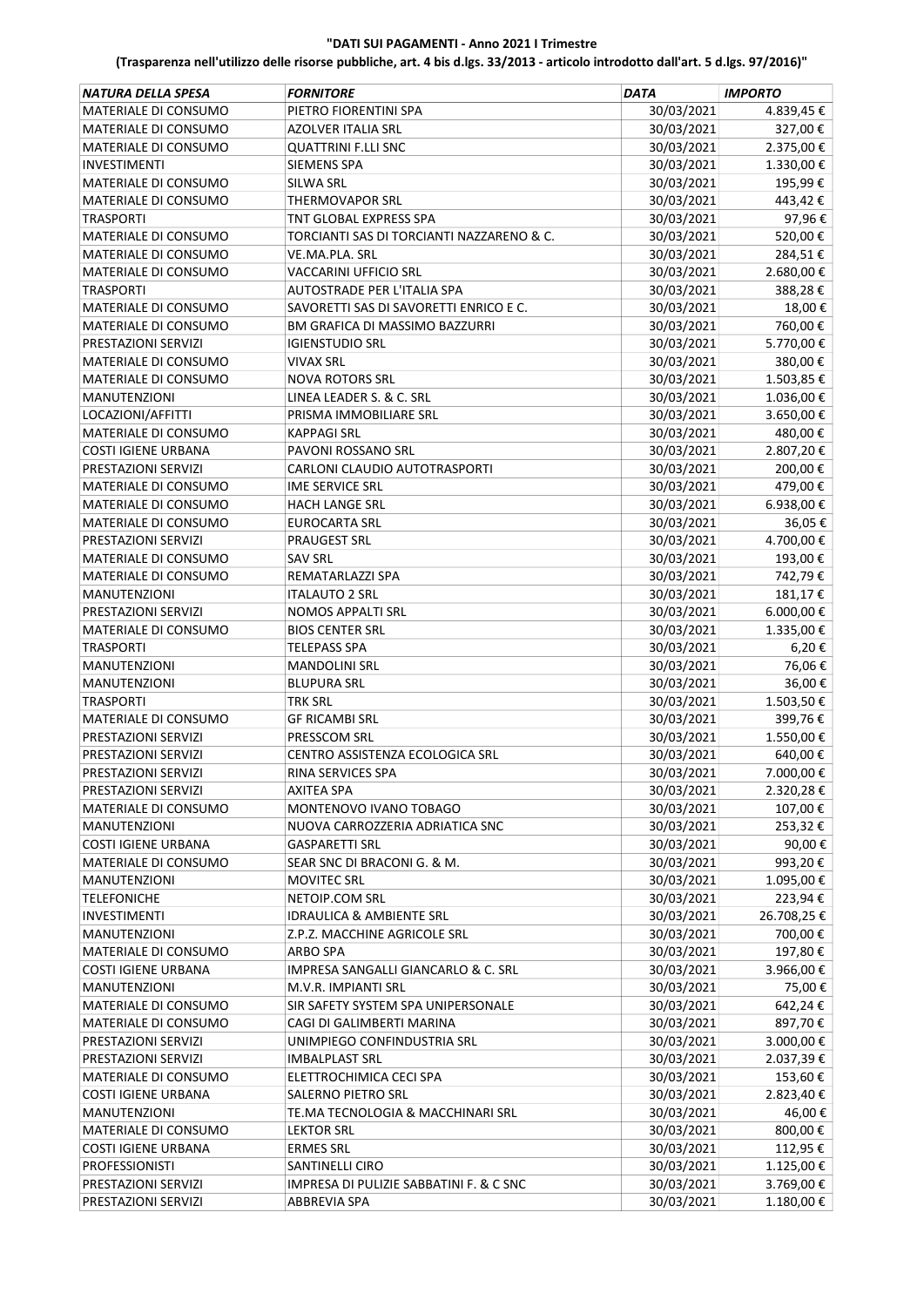**"DATI SUI PAGAMENTI - Anno 2021 I Trimestre**

**(Trasparenza nell'utilizzo delle risorse pubbliche, art. 4 bis d.lgs. 33/2013 - articolo introdotto dall'art. 5 d.lgs. 97/2016)"**

| *NATURA DELLA SPESA* | *FORNITORE* | *DATA* | *IMPORTO* |
|---|---|---|---|
| MATERIALE DI CONSUMO | PIETRO FIORENTINI SPA | 30/03/2021 | 4.839,45 € |
| MATERIALE DI CONSUMO | AZOLVER ITALIA SRL | 30/03/2021 | 327,00 € |
| MATERIALE DI CONSUMO | QUATTRINI F.LLI SNC | 30/03/2021 | 2.375,00 € |
| INVESTIMENTI | SIEMENS SPA | 30/03/2021 | 1.330,00 € |
| MATERIALE DI CONSUMO | SILWA SRL | 30/03/2021 | 195,99 € |
| MATERIALE DI CONSUMO | THERMOVAPOR SRL | 30/03/2021 | 443,42 € |
| TRASPORTI | TNT GLOBAL EXPRESS SPA | 30/03/2021 | 97,96 € |
| MATERIALE DI CONSUMO | TORCIANTI SAS DI TORCIANTI NAZZARENO & C. | 30/03/2021 | 520,00 € |
| MATERIALE DI CONSUMO | VE.MA.PLA. SRL | 30/03/2021 | 284,51 € |
| MATERIALE DI CONSUMO | VACCARINI UFFICIO SRL | 30/03/2021 | 2.680,00 € |
| TRASPORTI | AUTOSTRADE PER L'ITALIA SPA | 30/03/2021 | 388,28 € |
| MATERIALE DI CONSUMO | SAVORETTI SAS DI SAVORETTI ENRICO E C. | 30/03/2021 | 18,00 € |
| MATERIALE DI CONSUMO | BM GRAFICA DI MASSIMO BAZZURRI | 30/03/2021 | 760,00 € |
| PRESTAZIONI SERVIZI | IGIENSTUDIO SRL | 30/03/2021 | 5.770,00 € |
| MATERIALE DI CONSUMO | VIVAX SRL | 30/03/2021 | 380,00 € |
| MATERIALE DI CONSUMO | NOVA ROTORS SRL | 30/03/2021 | 1.503,85 € |
| MANUTENZIONI | LINEA LEADER S. & C. SRL | 30/03/2021 | 1.036,00 € |
| LOCAZIONI/AFFITTI | PRISMA IMMOBILIARE SRL | 30/03/2021 | 3.650,00 € |
| MATERIALE DI CONSUMO | KAPPAGI SRL | 30/03/2021 | 480,00 € |
| COSTI IGIENE URBANA | PAVONI ROSSANO SRL | 30/03/2021 | 2.807,20 € |
| PRESTAZIONI SERVIZI | CARLONI CLAUDIO AUTOTRASPORTI | 30/03/2021 | 200,00 € |
| MATERIALE DI CONSUMO | IME SERVICE SRL | 30/03/2021 | 479,00 € |
| MATERIALE DI CONSUMO | HACH LANGE SRL | 30/03/2021 | 6.938,00 € |
| MATERIALE DI CONSUMO | EUROCARTA SRL | 30/03/2021 | 36,05 € |
| PRESTAZIONI SERVIZI | PRAUGEST SRL | 30/03/2021 | 4.700,00 € |
| MATERIALE DI CONSUMO | SAV SRL | 30/03/2021 | 193,00 € |
| MATERIALE DI CONSUMO | REMATARLAZZI SPA | 30/03/2021 | 742,79 € |
| MANUTENZIONI | ITALAUTO 2 SRL | 30/03/2021 | 181,17 € |
| PRESTAZIONI SERVIZI | NOMOS APPALTI SRL | 30/03/2021 | 6.000,00 € |
| MATERIALE DI CONSUMO | BIOS CENTER SRL | 30/03/2021 | 1.335,00 € |
| TRASPORTI | TELEPASS SPA | 30/03/2021 | 6,20 € |
| MANUTENZIONI | MANDOLINI SRL | 30/03/2021 | 76,06 € |
| MANUTENZIONI | BLUPURA SRL | 30/03/2021 | 36,00 € |
| TRASPORTI | TRK SRL | 30/03/2021 | 1.503,50 € |
| MATERIALE DI CONSUMO | GF RICAMBI SRL | 30/03/2021 | 399,76 € |
| PRESTAZIONI SERVIZI | PRESSCOM SRL | 30/03/2021 | 1.550,00 € |
| PRESTAZIONI SERVIZI | CENTRO ASSISTENZA ECOLOGICA SRL | 30/03/2021 | 640,00 € |
| PRESTAZIONI SERVIZI | RINA SERVICES SPA | 30/03/2021 | 7.000,00 € |
| PRESTAZIONI SERVIZI | AXITEA SPA | 30/03/2021 | 2.320,28 € |
| MATERIALE DI CONSUMO | MONTENOVO IVANO TOBAGO | 30/03/2021 | 107,00 € |
| MANUTENZIONI | NUOVA CARROZZERIA ADRIATICA SNC | 30/03/2021 | 253,32 € |
| COSTI IGIENE URBANA | GASPARETTI SRL | 30/03/2021 | 90,00 € |
| MATERIALE DI CONSUMO | SEAR SNC DI BRACONI G. & M. | 30/03/2021 | 993,20 € |
| MANUTENZIONI | MOVITEC SRL | 30/03/2021 | 1.095,00 € |
| TELEFONICHE | NETOIP.COM SRL | 30/03/2021 | 223,94 € |
| INVESTIMENTI | IDRAULICA & AMBIENTE SRL | 30/03/2021 | 26.708,25 € |
| MANUTENZIONI | Z.P.Z. MACCHINE AGRICOLE SRL | 30/03/2021 | 700,00 € |
| MATERIALE DI CONSUMO | ARBO SPA | 30/03/2021 | 197,80 € |
| COSTI IGIENE URBANA | IMPRESA SANGALLI GIANCARLO & C. SRL | 30/03/2021 | 3.966,00 € |
| MANUTENZIONI | M.V.R. IMPIANTI SRL | 30/03/2021 | 75,00 € |
| MATERIALE DI CONSUMO | SIR SAFETY SYSTEM SPA UNIPERSONALE | 30/03/2021 | 642,24 € |
| MATERIALE DI CONSUMO | CAGI DI GALIMBERTI MARINA | 30/03/2021 | 897,70 € |
| PRESTAZIONI SERVIZI | UNIMPIEGO CONFINDUSTRIA SRL | 30/03/2021 | 3.000,00 € |
| PRESTAZIONI SERVIZI | IMBALPLAST SRL | 30/03/2021 | 2.037,39 € |
| MATERIALE DI CONSUMO | ELETTROCHIMICA CECI SPA | 30/03/2021 | 153,60 € |
| COSTI IGIENE URBANA | SALERNO PIETRO SRL | 30/03/2021 | 2.823,40 € |
| MANUTENZIONI | TE.MA TECNOLOGIA & MACCHINARI SRL | 30/03/2021 | 46,00 € |
| MATERIALE DI CONSUMO | LEKTOR SRL | 30/03/2021 | 800,00 € |
| COSTI IGIENE URBANA | ERMES SRL | 30/03/2021 | 112,95 € |
| PROFESSIONISTI | SANTINELLI CIRO | 30/03/2021 | 1.125,00 € |
| PRESTAZIONI SERVIZI | IMPRESA DI PULIZIE SABBATINI F. & C SNC | 30/03/2021 | 3.769,00 € |
| PRESTAZIONI SERVIZI | ABBREVIA SPA | 30/03/2021 | 1.180,00 € |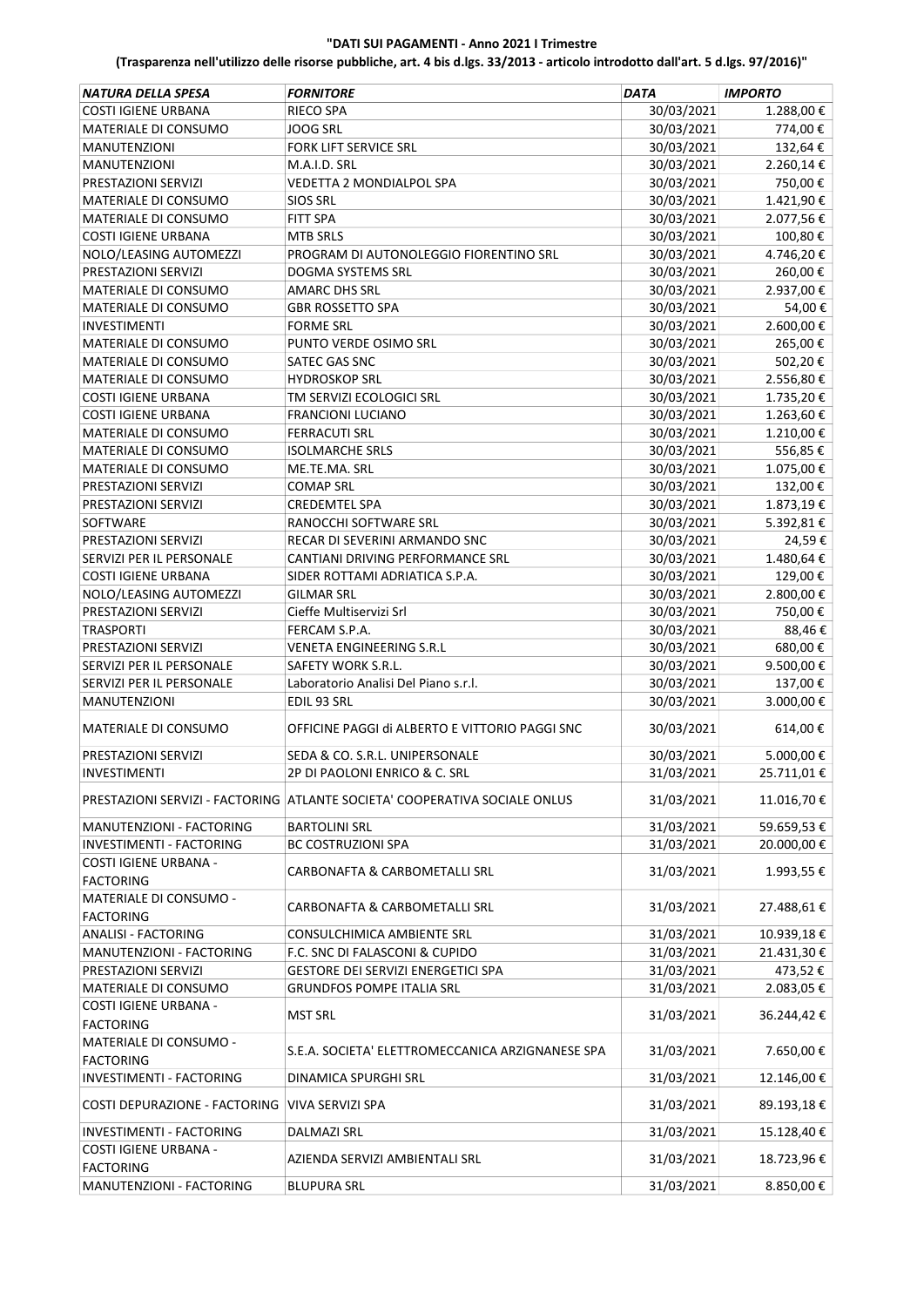**"DATI SUI PAGAMENTI - Anno 2021 I Trimestre**

**(Trasparenza nell'utilizzo delle risorse pubbliche, art. 4 bis d.lgs. 33/2013 - articolo introdotto dall'art. 5 d.lgs. 97/2016)"**

| *NATURA DELLA SPESA* | *FORNITORE* | *DATA* | *IMPORTO* |
|---|---|---|---|
| COSTI IGIENE URBANA | RIECO SPA | 30/03/2021 | 1.288,00 € |
| MATERIALE DI CONSUMO | JOOG SRL | 30/03/2021 | 774,00 € |
| MANUTENZIONI | FORK LIFT SERVICE SRL | 30/03/2021 | 132,64 € |
| MANUTENZIONI | M.A.I.D. SRL | 30/03/2021 | 2.260,14 € |
| PRESTAZIONI SERVIZI | VEDETTA 2 MONDIALPOL SPA | 30/03/2021 | 750,00 € |
| MATERIALE DI CONSUMO | SIOS SRL | 30/03/2021 | 1.421,90 € |
| MATERIALE DI CONSUMO | FITT SPA | 30/03/2021 | 2.077,56 € |
| COSTI IGIENE URBANA | MTB SRLS | 30/03/2021 | 100,80 € |
| NOLO/LEASING AUTOMEZZI | PROGRAM DI AUTONOLEGGIO FIORENTINO SRL | 30/03/2021 | 4.746,20 € |
| PRESTAZIONI SERVIZI | DOGMA SYSTEMS SRL | 30/03/2021 | 260,00 € |
| MATERIALE DI CONSUMO | AMARC DHS SRL | 30/03/2021 | 2.937,00 € |
| MATERIALE DI CONSUMO | GBR ROSSETTO SPA | 30/03/2021 | 54,00 € |
| INVESTIMENTI | FORME SRL | 30/03/2021 | 2.600,00 € |
| MATERIALE DI CONSUMO | PUNTO VERDE OSIMO SRL | 30/03/2021 | 265,00 € |
| MATERIALE DI CONSUMO | SATEC GAS SNC | 30/03/2021 | 502,20 € |
| MATERIALE DI CONSUMO | HYDROSKOP SRL | 30/03/2021 | 2.556,80 € |
| COSTI IGIENE URBANA | TM SERVIZI ECOLOGICI SRL | 30/03/2021 | 1.735,20 € |
| COSTI IGIENE URBANA | FRANCIONI LUCIANO | 30/03/2021 | 1.263,60 € |
| MATERIALE DI CONSUMO | FERRACUTI SRL | 30/03/2021 | 1.210,00 € |
| MATERIALE DI CONSUMO | ISOLMARCHE SRLS | 30/03/2021 | 556,85 € |
| MATERIALE DI CONSUMO | ME.TE.MA. SRL | 30/03/2021 | 1.075,00 € |
| PRESTAZIONI SERVIZI | COMAP SRL | 30/03/2021 | 132,00 € |
| PRESTAZIONI SERVIZI | CREDEMTEL SPA | 30/03/2021 | 1.873,19 € |
| SOFTWARE | RANOCCHI SOFTWARE SRL | 30/03/2021 | 5.392,81 € |
| PRESTAZIONI SERVIZI | RECAR DI SEVERINI ARMANDO SNC | 30/03/2021 | 24,59 € |
| SERVIZI PER IL PERSONALE | CANTIANI DRIVING PERFORMANCE SRL | 30/03/2021 | 1.480,64 € |
| COSTI IGIENE URBANA | SIDER ROTTAMI ADRIATICA S.P.A. | 30/03/2021 | 129,00 € |
| NOLO/LEASING AUTOMEZZI | GILMAR SRL | 30/03/2021 | 2.800,00 € |
| PRESTAZIONI SERVIZI | Cieffe Multiservizi Srl | 30/03/2021 | 750,00 € |
| TRASPORTI | FERCAM S.P.A. | 30/03/2021 | 88,46 € |
| PRESTAZIONI SERVIZI | VENETA ENGINEERING S.R.L | 30/03/2021 | 680,00 € |
| SERVIZI PER IL PERSONALE | SAFETY WORK S.R.L. | 30/03/2021 | 9.500,00 € |
| SERVIZI PER IL PERSONALE | Laboratorio Analisi Del Piano s.r.l. | 30/03/2021 | 137,00 € |
| MANUTENZIONI | EDIL 93 SRL | 30/03/2021 | 3.000,00 € |
| MATERIALE DI CONSUMO | OFFICINE PAGGI di ALBERTO E VITTORIO PAGGI SNC | 30/03/2021 | 614,00 € |
| PRESTAZIONI SERVIZI | SEDA & CO. S.R.L. UNIPERSONALE | 30/03/2021 | 5.000,00 € |
| INVESTIMENTI | 2P DI PAOLONI ENRICO & C. SRL | 31/03/2021 | 25.711,01 € |
| PRESTAZIONI SERVIZI - FACTORING | ATLANTE SOCIETA' COOPERATIVA SOCIALE ONLUS | 31/03/2021 | 11.016,70 € |
| MANUTENZIONI - FACTORING | BARTOLINI SRL | 31/03/2021 | 59.659,53 € |
| INVESTIMENTI - FACTORING | BC COSTRUZIONI SPA | 31/03/2021 | 20.000,00 € |
| COSTI IGIENE URBANA - FACTORING | CARBONAFTA & CARBOMETALLI SRL | 31/03/2021 | 1.993,55 € |
| MATERIALE DI CONSUMO - FACTORING | CARBONAFTA & CARBOMETALLI SRL | 31/03/2021 | 27.488,61 € |
| ANALISI - FACTORING | CONSULCHIMICA AMBIENTE SRL | 31/03/2021 | 10.939,18 € |
| MANUTENZIONI - FACTORING | F.C. SNC DI FALASCONI & CUPIDO | 31/03/2021 | 21.431,30 € |
| PRESTAZIONI SERVIZI | GESTORE DEI SERVIZI ENERGETICI SPA | 31/03/2021 | 473,52 € |
| MATERIALE DI CONSUMO | GRUNDFOS POMPE ITALIA SRL | 31/03/2021 | 2.083,05 € |
| COSTI IGIENE URBANA - FACTORING | MST SRL | 31/03/2021 | 36.244,42 € |
| MATERIALE DI CONSUMO - FACTORING | S.E.A. SOCIETA' ELETTROMECCANICA ARZIGNANESE SPA | 31/03/2021 | 7.650,00 € |
| INVESTIMENTI - FACTORING | DINAMICA SPURGHI SRL | 31/03/2021 | 12.146,00 € |
| COSTI DEPURAZIONE - FACTORING | VIVA SERVIZI SPA | 31/03/2021 | 89.193,18 € |
| INVESTIMENTI - FACTORING | DALMAZI SRL | 31/03/2021 | 15.128,40 € |
| COSTI IGIENE URBANA - FACTORING | AZIENDA SERVIZI AMBIENTALI SRL | 31/03/2021 | 18.723,96 € |
| MANUTENZIONI - FACTORING | BLUPURA SRL | 31/03/2021 | 8.850,00 € |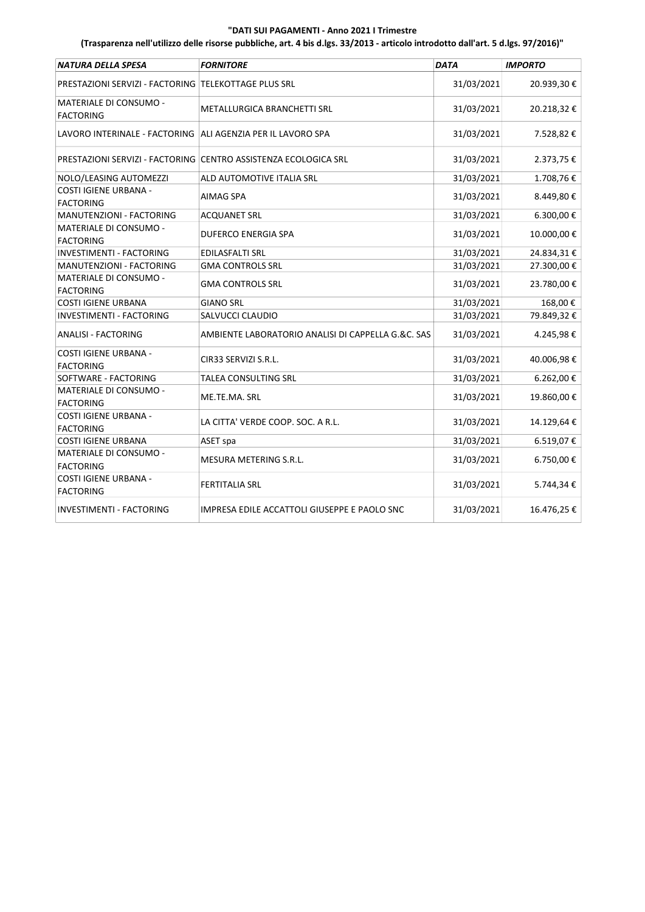**"DATI SUI PAGAMENTI - Anno 2021 I Trimestre**

**(Trasparenza nell'utilizzo delle risorse pubbliche, art. 4 bis d.lgs. 33/2013 - articolo introdotto dall'art. 5 d.lgs. 97/2016)"**

| *NATURA DELLA SPESA* | *FORNITORE* | *DATA* | *IMPORTO* |
|---|---|---|---|
| PRESTAZIONI SERVIZI - FACTORING | TELEKOTTAGE PLUS SRL | 31/03/2021 | 20.939,30 € |
| MATERIALE DI CONSUMO - FACTORING | METALLURGICA BRANCHETTI SRL | 31/03/2021 | 20.218,32 € |
| LAVORO INTERINALE - FACTORING | ALI AGENZIA PER IL LAVORO SPA | 31/03/2021 | 7.528,82 € |
| PRESTAZIONI SERVIZI - FACTORING | CENTRO ASSISTENZA ECOLOGICA SRL | 31/03/2021 | 2.373,75 € |
| NOLO/LEASING AUTOMEZZI | ALD AUTOMOTIVE ITALIA SRL | 31/03/2021 | 1.708,76 € |
| COSTI IGIENE URBANA - FACTORING | AIMAG SPA | 31/03/2021 | 8.449,80 € |
| MANUTENZIONI - FACTORING | ACQUANET SRL | 31/03/2021 | 6.300,00 € |
| MATERIALE DI CONSUMO - FACTORING | DUFERCO ENERGIA SPA | 31/03/2021 | 10.000,00 € |
| INVESTIMENTI - FACTORING | EDILASFALTI SRL | 31/03/2021 | 24.834,31 € |
| MANUTENZIONI - FACTORING | GMA CONTROLS SRL | 31/03/2021 | 27.300,00 € |
| MATERIALE DI CONSUMO - FACTORING | GMA CONTROLS SRL | 31/03/2021 | 23.780,00 € |
| COSTI IGIENE URBANA | GIANO SRL | 31/03/2021 | 168,00 € |
| INVESTIMENTI - FACTORING | SALVUCCI CLAUDIO | 31/03/2021 | 79.849,32 € |
| ANALISI - FACTORING | AMBIENTE LABORATORIO ANALISI DI CAPPELLA G.&C. SAS | 31/03/2021 | 4.245,98 € |
| COSTI IGIENE URBANA - FACTORING | CIR33 SERVIZI S.R.L. | 31/03/2021 | 40.006,98 € |
| SOFTWARE - FACTORING | TALEA CONSULTING SRL | 31/03/2021 | 6.262,00 € |
| MATERIALE DI CONSUMO - FACTORING | ME.TE.MA. SRL | 31/03/2021 | 19.860,00 € |
| COSTI IGIENE URBANA - FACTORING | LA CITTA' VERDE COOP. SOC. A R.L. | 31/03/2021 | 14.129,64 € |
| COSTI IGIENE URBANA | ASET spa | 31/03/2021 | 6.519,07 € |
| MATERIALE DI CONSUMO - FACTORING | MESURA METERING S.R.L. | 31/03/2021 | 6.750,00 € |
| COSTI IGIENE URBANA - FACTORING | FERTITALIA SRL | 31/03/2021 | 5.744,34 € |
| INVESTIMENTI - FACTORING | IMPRESA EDILE ACCATTOLI GIUSEPPE E PAOLO SNC | 31/03/2021 | 16.476,25 € |